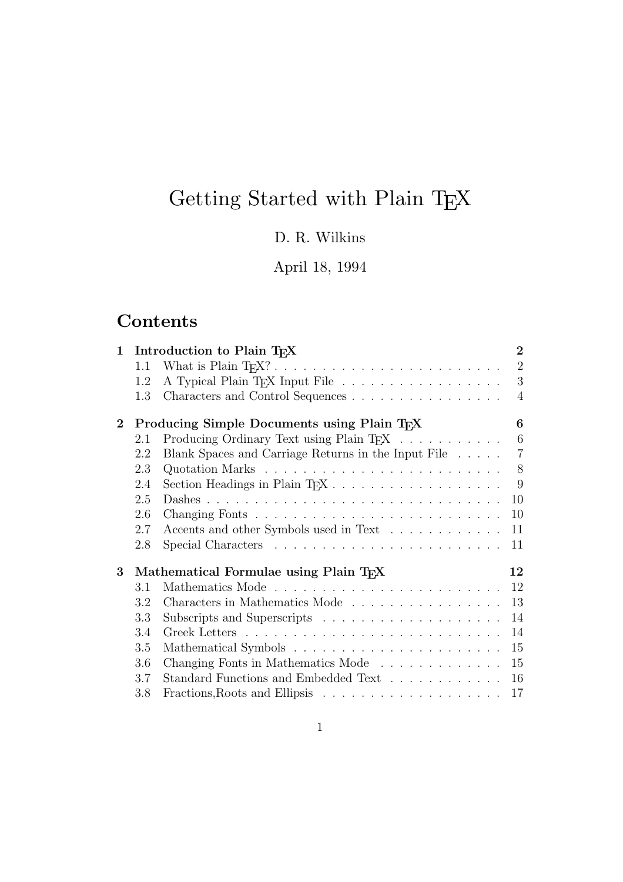# Getting Started with Plain TEX

D. R. Wilkins

April 18, 1994

## Contents

**1 Introduction to Plain TEX** — **2**
- 1.1 What is Plain TEX? — 2
- 1.2 A Typical Plain TEX Input File — 3
- 1.3 Characters and Control Sequences — 4

**2 Producing Simple Documents using Plain TEX** — **6**
- 2.1 Producing Ordinary Text using Plain TEX — 6
- 2.2 Blank Spaces and Carriage Returns in the Input File — 7
- 2.3 Quotation Marks — 8
- 2.4 Section Headings in Plain TEX — 9
- 2.5 Dashes — 10
- 2.6 Changing Fonts — 10
- 2.7 Accents and other Symbols used in Text — 11
- 2.8 Special Characters — 11

**3 Mathematical Formulae using Plain TEX** — **12**
- 3.1 Mathematics Mode — 12
- 3.2 Characters in Mathematics Mode — 13
- 3.3 Subscripts and Superscripts — 14
- 3.4 Greek Letters — 14
- 3.5 Mathematical Symbols — 15
- 3.6 Changing Fonts in Mathematics Mode — 15
- 3.7 Standard Functions and Embedded Text — 16
- 3.8 Fractions,Roots and Ellipsis — 17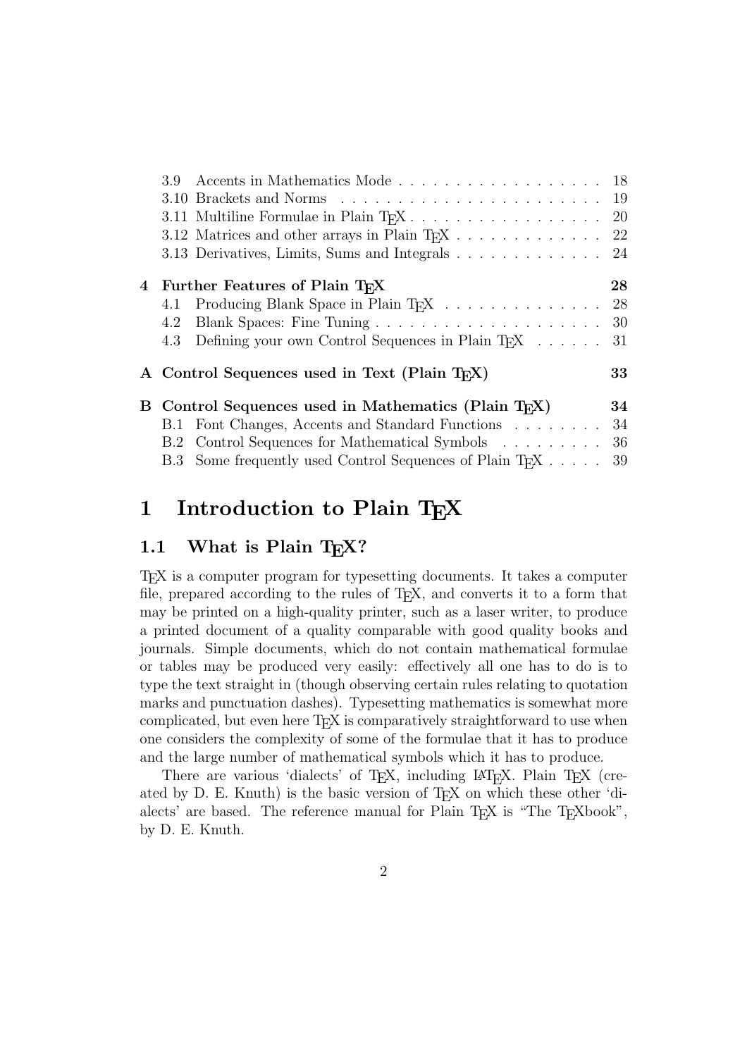3.9 Accents in Mathematics Mode . . . . . . . . . . . . . . . . . . 18
3.10 Brackets and Norms . . . . . . . . . . . . . . . . . . . . . . 19
3.11 Multiline Formulae in Plain TEX . . . . . . . . . . . . . . . . . 20
3.12 Matrices and other arrays in Plain TEX . . . . . . . . . . . . . 22
3.13 Derivatives, Limits, Sums and Integrals . . . . . . . . . . . . . 24

**4 Further Features of Plain TEX** **28**
4.1 Producing Blank Space in Plain TEX . . . . . . . . . . . . . . 28
4.2 Blank Spaces: Fine Tuning . . . . . . . . . . . . . . . . . . . . 30
4.3 Defining your own Control Sequences in Plain TEX . . . . . . 31

**A Control Sequences used in Text (Plain TEX)** **33**

**B Control Sequences used in Mathematics (Plain TEX)** **34**
B.1 Font Changes, Accents and Standard Functions . . . . . . . . 34
B.2 Control Sequences for Mathematical Symbols . . . . . . . . . 36
B.3 Some frequently used Control Sequences of Plain TEX . . . . . 39

# 1 Introduction to Plain TEX

## 1.1 What is Plain TEX?

TEX is a computer program for typesetting documents. It takes a computer file, prepared according to the rules of TEX, and converts it to a form that may be printed on a high-quality printer, such as a laser writer, to produce a printed document of a quality comparable with good quality books and journals. Simple documents, which do not contain mathematical formulae or tables may be produced very easily: effectively all one has to do is to type the text straight in (though observing certain rules relating to quotation marks and punctuation dashes). Typesetting mathematics is somewhat more complicated, but even here TEX is comparatively straightforward to use when one considers the complexity of some of the formulae that it has to produce and the large number of mathematical symbols which it has to produce.

There are various 'dialects' of TEX, including LATEX. Plain TEX (created by D. E. Knuth) is the basic version of TEX on which these other 'dialects' are based. The reference manual for Plain TEX is "The TEXbook", by D. E. Knuth.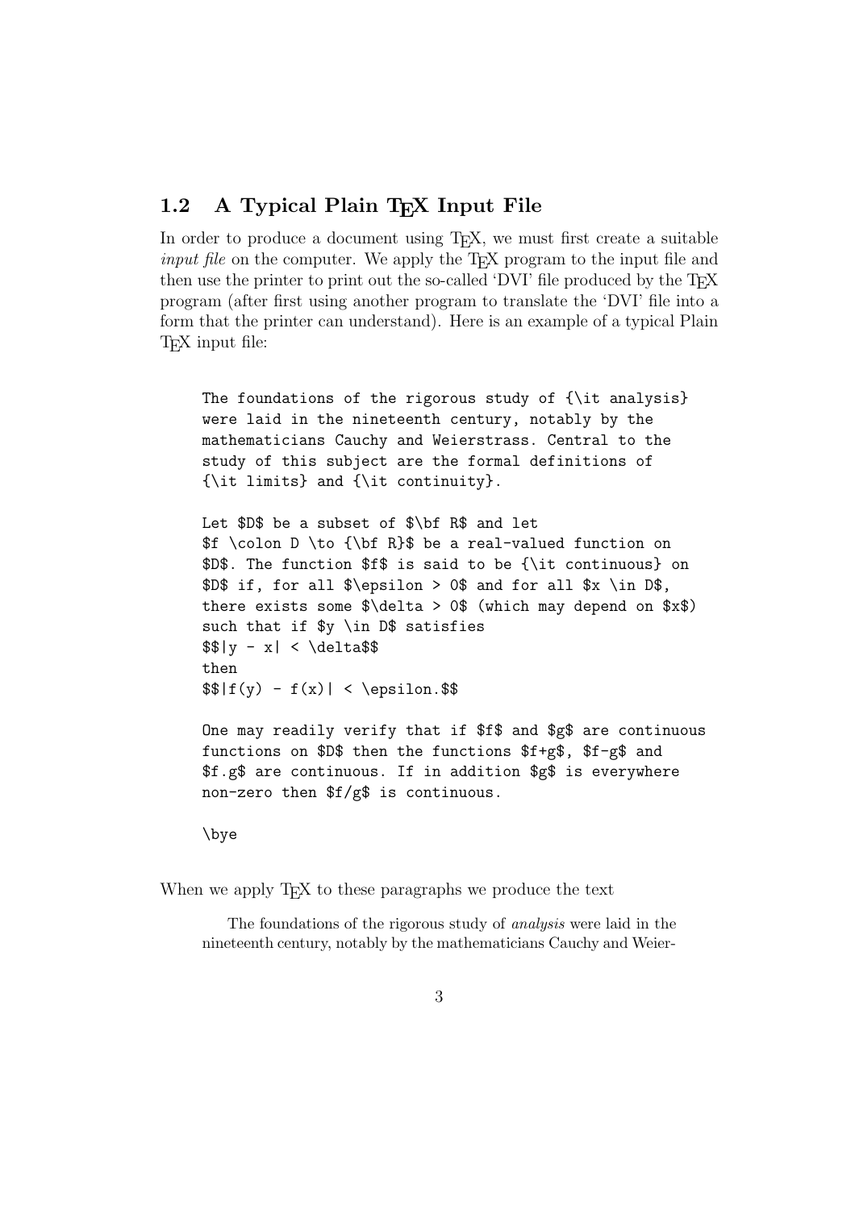## 1.2 A Typical Plain TEX Input File

In order to produce a document using TEX, we must first create a suitable *input file* on the computer. We apply the TEX program to the input file and then use the printer to print out the so-called 'DVI' file produced by the TEX program (after first using another program to translate the 'DVI' file into a form that the printer can understand). Here is an example of a typical Plain TEX input file:

```
The foundations of the rigorous study of {\it analysis}
were laid in the nineteenth century, notably by the
mathematicians Cauchy and Weierstrass. Central to the
study of this subject are the formal definitions of
{\it limits} and {\it continuity}.

Let $D$ be a subset of $\bf R$ and let
$f \colon D \to {\bf R}$ be a real-valued function on
$D$. The function $f$ is said to be {\it continuous} on
$D$ if, for all $\epsilon > 0$ and for all $x \in D$,
there exists some $\delta > 0$ (which may depend on $x$)
such that if $y \in D$ satisfies
$$|y - x| < \delta$$
then
$$|f(y) - f(x)| < \epsilon.$$

One may readily verify that if $f$ and $g$ are continuous
functions on $D$ then the functions $f+g$, $f-g$ and
$f.g$ are continuous. If in addition $g$ is everywhere
non-zero then $f/g$ is continuous.

\bye
```

When we apply TEX to these paragraphs we produce the text

> The foundations of the rigorous study of *analysis* were laid in the nineteenth century, notably by the mathematicians Cauchy and Weier-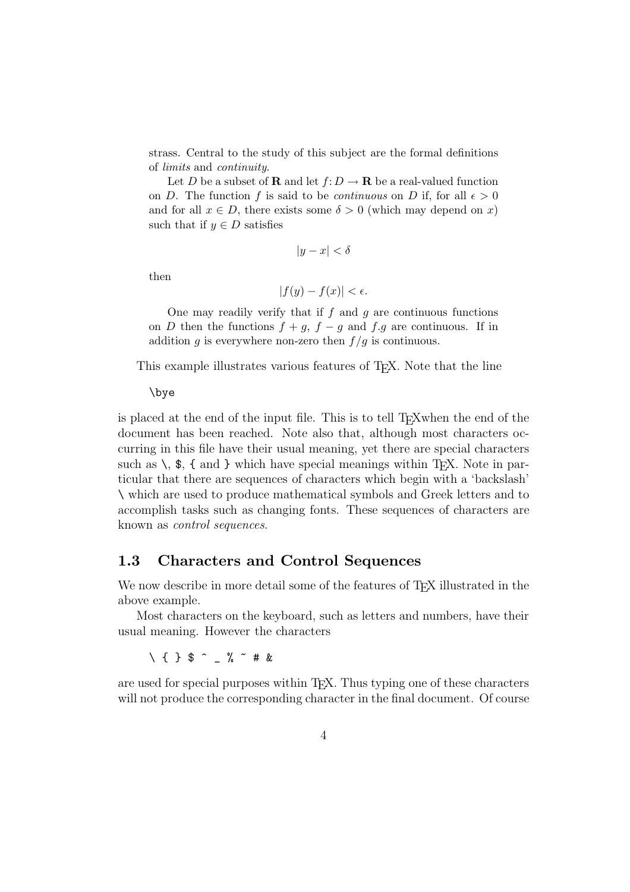strass. Central to the study of this subject are the formal definitions of *limits* and *continuity*.

Let $D$ be a subset of $\mathbf{R}$ and let $f\colon D \to \mathbf{R}$ be a real-valued function on $D$. The function $f$ is said to be *continuous* on $D$ if, for all $\epsilon > 0$ and for all $x \in D$, there exists some $\delta > 0$ (which may depend on $x$) such that if $y \in D$ satisfies

$$|y - x| < \delta$$

then

$$|f(y) - f(x)| < \epsilon.$$

One may readily verify that if $f$ and $g$ are continuous functions on $D$ then the functions $f + g$, $f - g$ and $f.g$ are continuous. If in addition $g$ is everywhere non-zero then $f/g$ is continuous.

This example illustrates various features of TeX. Note that the line

```
\bye
```

is placed at the end of the input file. This is to tell TeXwhen the end of the document has been reached. Note also that, although most characters occurring in this file have their usual meaning, yet there are special characters such as `\`, `$`, `{` and `}` which have special meanings within TeX. Note in particular that there are sequences of characters which begin with a 'backslash' `\` which are used to produce mathematical symbols and Greek letters and to accomplish tasks such as changing fonts. These sequences of characters are known as *control sequences*.

## 1.3 Characters and Control Sequences

We now describe in more detail some of the features of TeX illustrated in the above example.

Most characters on the keyboard, such as letters and numbers, have their usual meaning. However the characters

```
\ { } $ ^ _ % ~ # &
```

are used for special purposes within TeX. Thus typing one of these characters will not produce the corresponding character in the final document. Of course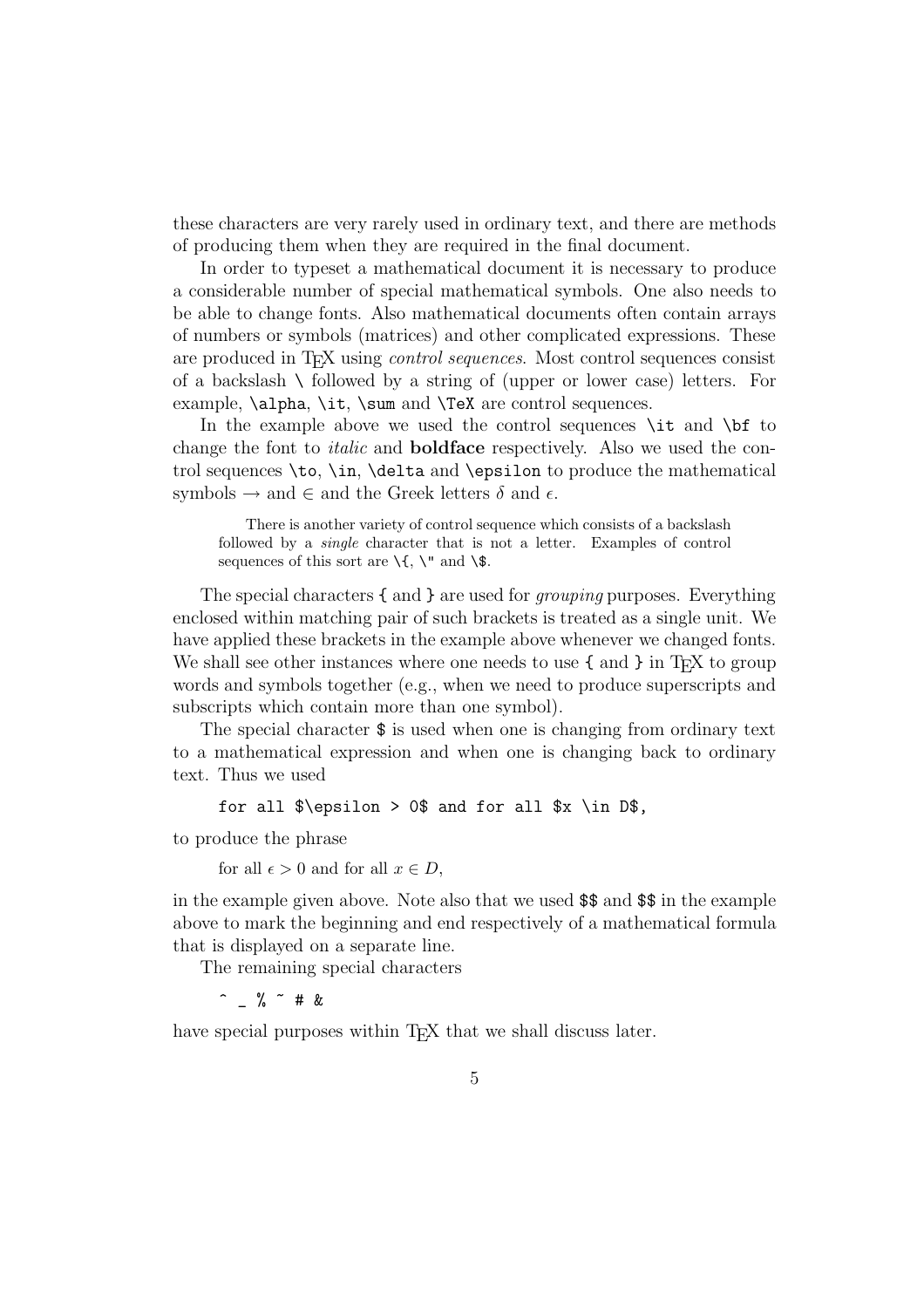these characters are very rarely used in ordinary text, and there are methods of producing them when they are required in the final document.

In order to typeset a mathematical document it is necessary to produce a considerable number of special mathematical symbols. One also needs to be able to change fonts. Also mathematical documents often contain arrays of numbers or symbols (matrices) and other complicated expressions. These are produced in TEX using *control sequences*. Most control sequences consist of a backslash `\` followed by a string of (upper or lower case) letters. For example, `\alpha`, `\it`, `\sum` and `\TeX` are control sequences.

In the example above we used the control sequences `\it` and `\bf` to change the font to *italic* and **boldface** respectively. Also we used the control sequences `\to`, `\in`, `\delta` and `\epsilon` to produce the mathematical symbols $\to$ and $\in$ and the Greek letters $\delta$ and $\epsilon$.

> There is another variety of control sequence which consists of a backslash followed by a *single* character that is not a letter. Examples of control sequences of this sort are `\{`, `\"` and `\$`.

The special characters `{` and `}` are used for *grouping* purposes. Everything enclosed within matching pair of such brackets is treated as a single unit. We have applied these brackets in the example above whenever we changed fonts. We shall see other instances where one needs to use `{` and `}` in TEX to group words and symbols together (e.g., when we need to produce superscripts and subscripts which contain more than one symbol).

The special character `$` is used when one is changing from ordinary text to a mathematical expression and when one is changing back to ordinary text. Thus we used

```
for all $\epsilon > 0$ and for all $x \in D$,
```

to produce the phrase

for all $\epsilon > 0$ and for all $x \in D$,

in the example given above. Note also that we used `$$` and `$$` in the example above to mark the beginning and end respectively of a mathematical formula that is displayed on a separate line.

The remaining special characters

```
^ _ % ~ # &
```

have special purposes within TEX that we shall discuss later.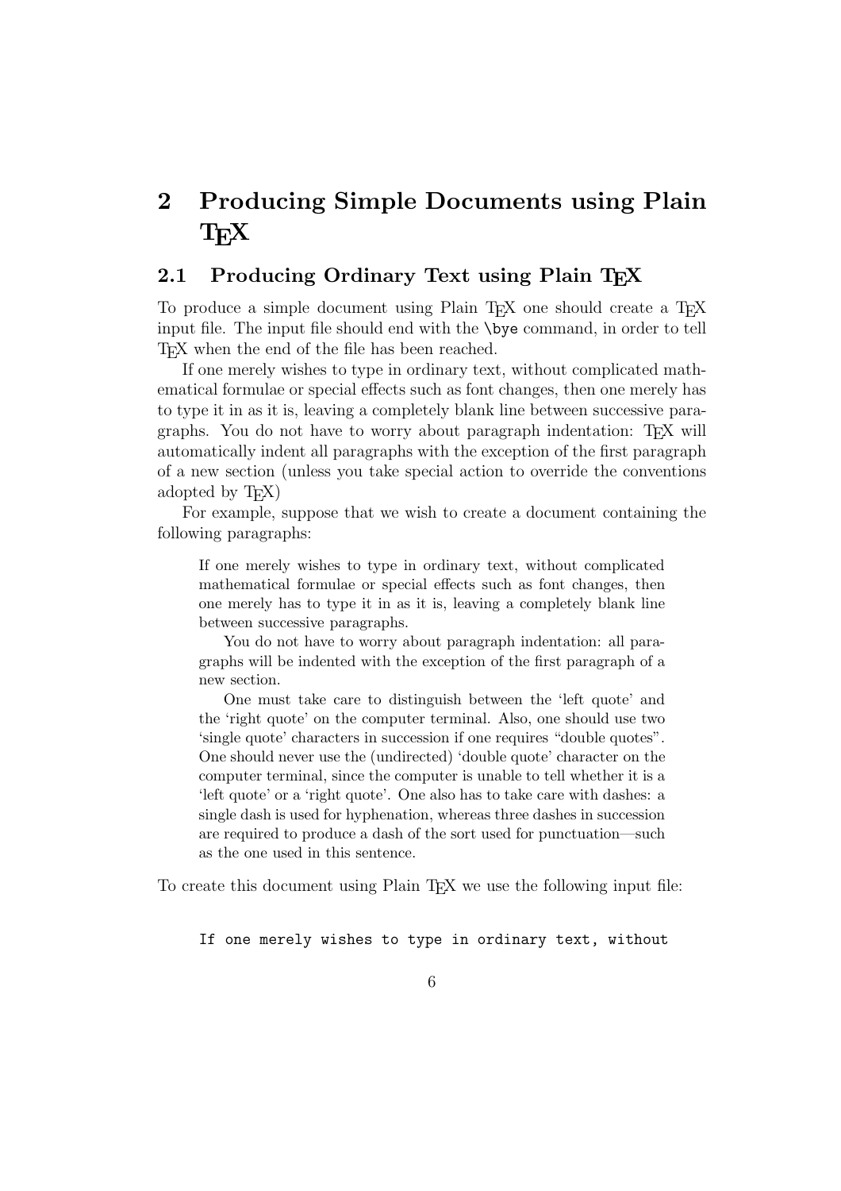## 2 Producing Simple Documents using Plain TeX

### 2.1 Producing Ordinary Text using Plain TeX

To produce a simple document using Plain TeX one should create a TeX input file. The input file should end with the `\bye` command, in order to tell TeX when the end of the file has been reached.

If one merely wishes to type in ordinary text, without complicated mathematical formulae or special effects such as font changes, then one merely has to type it in as it is, leaving a completely blank line between successive paragraphs. You do not have to worry about paragraph indentation: TeX will automatically indent all paragraphs with the exception of the first paragraph of a new section (unless you take special action to override the conventions adopted by TeX)

For example, suppose that we wish to create a document containing the following paragraphs:

> If one merely wishes to type in ordinary text, without complicated mathematical formulae or special effects such as font changes, then one merely has to type it in as it is, leaving a completely blank line between successive paragraphs.
>
> You do not have to worry about paragraph indentation: all paragraphs will be indented with the exception of the first paragraph of a new section.
>
> One must take care to distinguish between the 'left quote' and the 'right quote' on the computer terminal. Also, one should use two 'single quote' characters in succession if one requires "double quotes". One should never use the (undirected) 'double quote' character on the computer terminal, since the computer is unable to tell whether it is a 'left quote' or a 'right quote'. One also has to take care with dashes: a single dash is used for hyphenation, whereas three dashes in succession are required to produce a dash of the sort used for punctuation—such as the one used in this sentence.

To create this document using Plain TeX we use the following input file:

```
If one merely wishes to type in ordinary text, without
```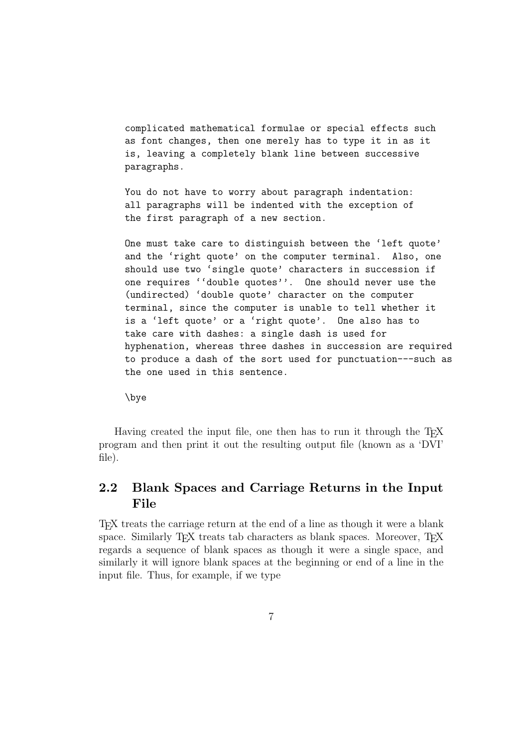```
complicated mathematical formulae or special effects such
as font changes, then one merely has to type it in as it
is, leaving a completely blank line between successive
paragraphs.

You do not have to worry about paragraph indentation:
all paragraphs will be indented with the exception of
the first paragraph of a new section.

One must take care to distinguish between the `left quote'
and the `right quote' on the computer terminal.  Also, one
should use two `single quote' characters in succession if
one requires ``double quotes''.  One should never use the
(undirected) `double quote' character on the computer
terminal, since the computer is unable to tell whether it
is a `left quote' or a `right quote'.  One also has to
take care with dashes: a single dash is used for
hyphenation, whereas three dashes in succession are required
to produce a dash of the sort used for punctuation---such as
the one used in this sentence.

\bye
```

Having created the input file, one then has to run it through the TeX program and then print it out the resulting output file (known as a 'DVI' file).

## 2.2 Blank Spaces and Carriage Returns in the Input File

TeX treats the carriage return at the end of a line as though it were a blank space. Similarly TeX treats tab characters as blank spaces. Moreover, TeX regards a sequence of blank spaces as though it were a single space, and similarly it will ignore blank spaces at the beginning or end of a line in the input file. Thus, for example, if we type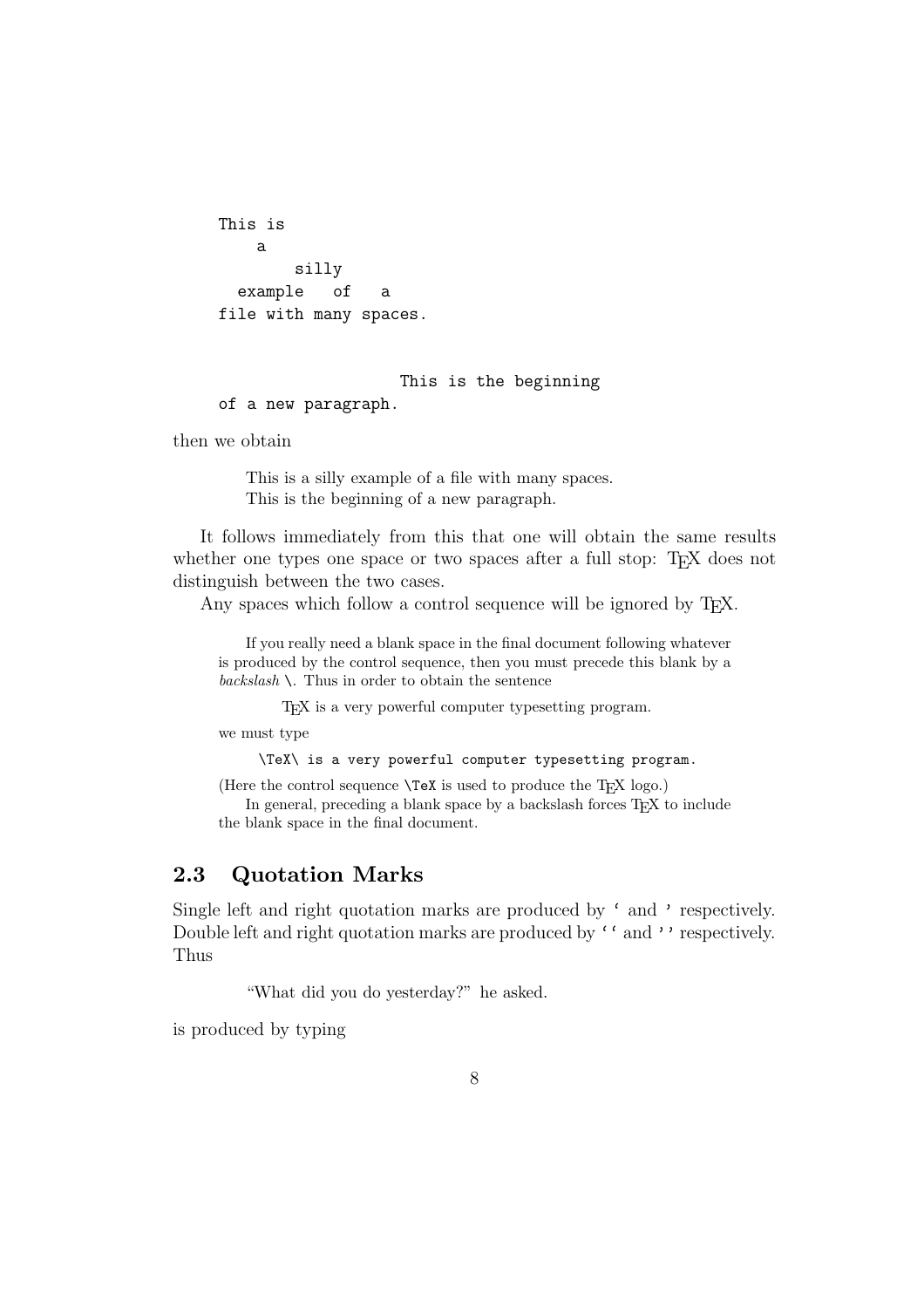```
This is
    a
        silly
  example   of   a
file with many spaces.


                   This is the beginning
of a new paragraph.
```

then we obtain

> This is a silly example of a file with many spaces.
> This is the beginning of a new paragraph.

It follows immediately from this that one will obtain the same results whether one types one space or two spaces after a full stop: TeX does not distinguish between the two cases.

Any spaces which follow a control sequence will be ignored by TeX.

If you really need a blank space in the final document following whatever is produced by the control sequence, then you must precede this blank by a *backslash* `\`. Thus in order to obtain the sentence

> TeX is a very powerful computer typesetting program.

we must type

```
\TeX\ is a very powerful computer typesetting program.
```

(Here the control sequence `\TeX` is used to produce the TeX logo.)

In general, preceding a blank space by a backslash forces TeX to include the blank space in the final document.

## 2.3 Quotation Marks

Single left and right quotation marks are produced by ` and ' respectively. Double left and right quotation marks are produced by `` and '' respectively. Thus

> “What did you do yesterday?” he asked.

is produced by typing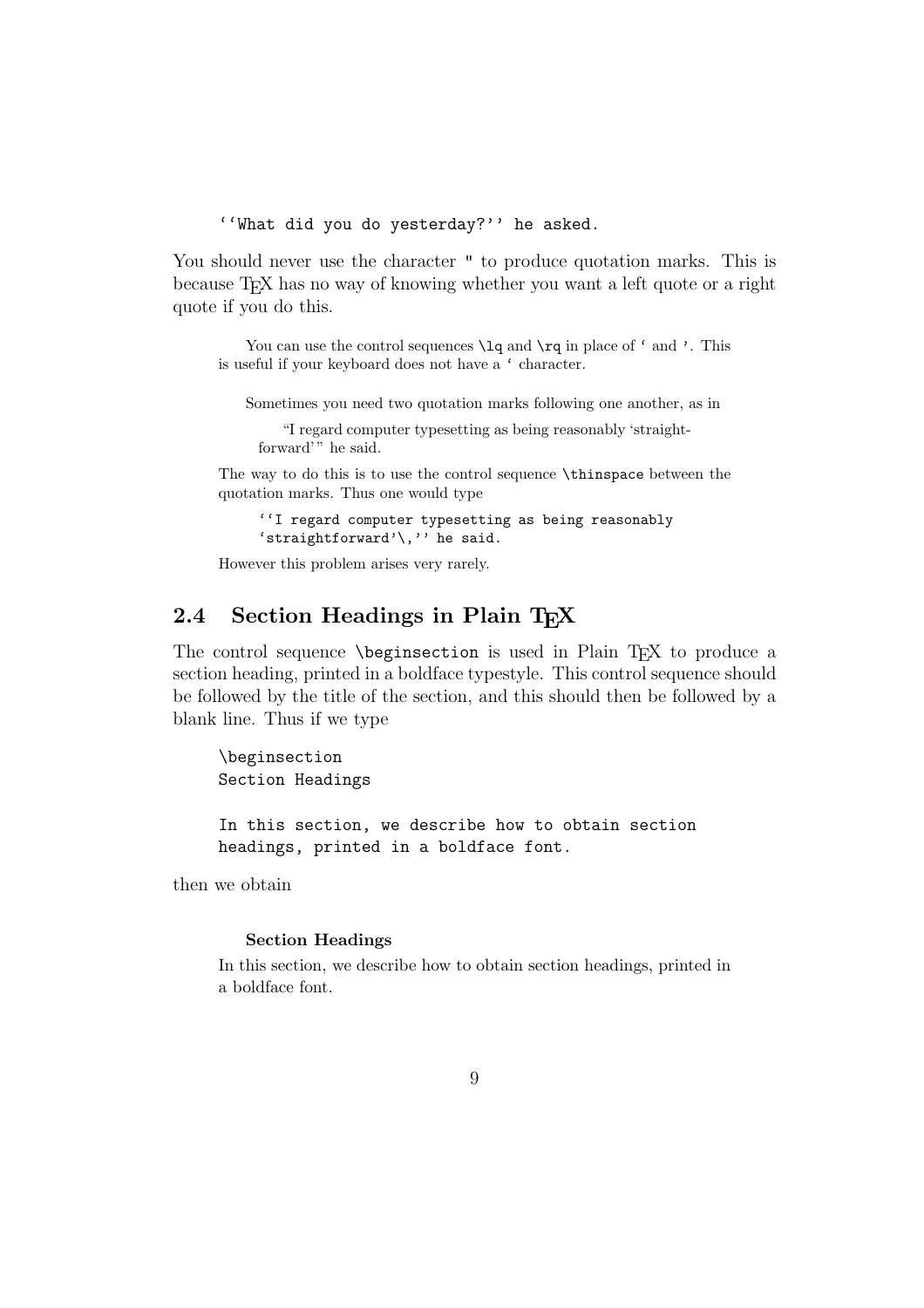```
``What did you do yesterday?'' he asked.
```

You should never use the character " to produce quotation marks. This is because TEX has no way of knowing whether you want a left quote or a right quote if you do this.

> You can use the control sequences `\lq` and `\rq` in place of ` and '. This is useful if your keyboard does not have a ` character.
>
> Sometimes you need two quotation marks following one another, as in
>
> > "I regard computer typesetting as being reasonably 'straightforward' " he said.
>
> The way to do this is to use the control sequence `\thinspace` between the quotation marks. Thus one would type
>
> ```
> ``I regard computer typesetting as being reasonably
> `straightforward'\,'' he said.
> ```
>
> However this problem arises very rarely.

## 2.4 Section Headings in Plain TEX

The control sequence `\beginsection` is used in Plain TEX to produce a section heading, printed in a boldface typestyle. This control sequence should be followed by the title of the section, and this should then be followed by a blank line. Thus if we type

```
\beginsection
Section Headings

In this section, we describe how to obtain section
headings, printed in a boldface font.
```

then we obtain

> **Section Headings**
>
> In this section, we describe how to obtain section headings, printed in a boldface font.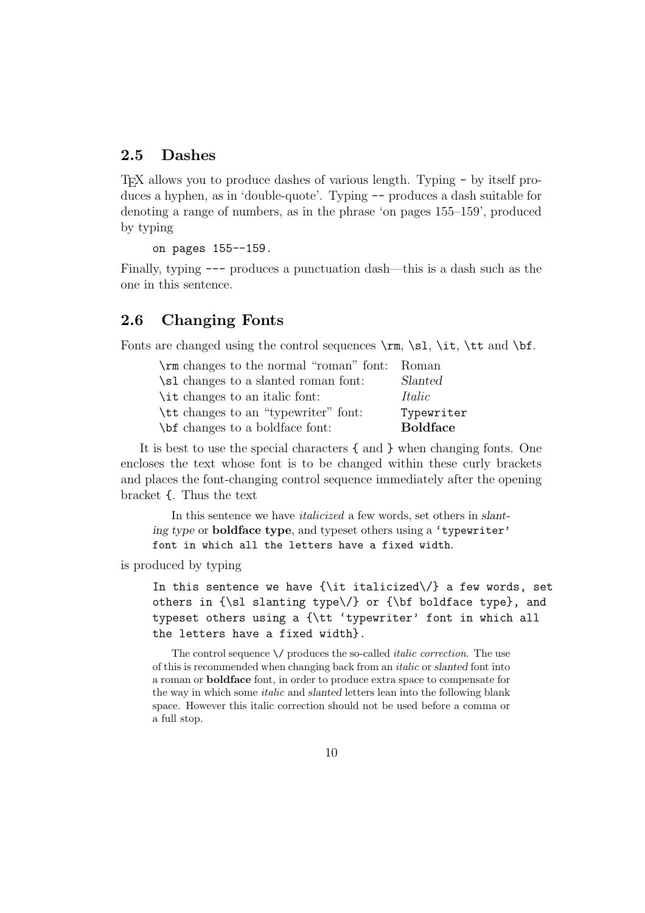## 2.5 Dashes

TeX allows you to produce dashes of various length. Typing `-` by itself produces a hyphen, as in 'double-quote'. Typing `--` produces a dash suitable for denoting a range of numbers, as in the phrase 'on pages 155–159', produced by typing

```
on pages 155--159.
```

Finally, typing `---` produces a punctuation dash—this is a dash such as the one in this sentence.

## 2.6 Changing Fonts

Fonts are changed using the control sequences `\rm`, `\sl`, `\it`, `\tt` and `\bf`.

| | |
|---|---|
| `\rm` changes to the normal "roman" font: | Roman |
| `\sl` changes to a slanted roman font: | *Slanted* |
| `\it` changes to an italic font: | *Italic* |
| `\tt` changes to an "typewriter" font: | `Typewriter` |
| `\bf` changes to a boldface font: | **Boldface** |

It is best to use the special characters `{` and `}` when changing fonts. One encloses the text whose font is to be changed within these curly brackets and places the font-changing control sequence immediately after the opening bracket `{`. Thus the text

> In this sentence we have *italicized* a few words, set others in *slanting type* or **boldface type**, and typeset others using a `'typewriter' font in which all the letters have a fixed width`.

is produced by typing

```
In this sentence we have {\it italicized\/} a few words, set
others in {\sl slanting type\/} or {\bf boldface type}, and
typeset others using a {\tt 'typewriter' font in which all
the letters have a fixed width}.
```

The control sequence `\/` produces the so-called *italic correction*. The use of this is recommended when changing back from an *italic* or *slanted* font into a roman or **boldface** font, in order to produce extra space to compensate for the way in which some *italic* and *slanted* letters lean into the following blank space. However this italic correction should not be used before a comma or a full stop.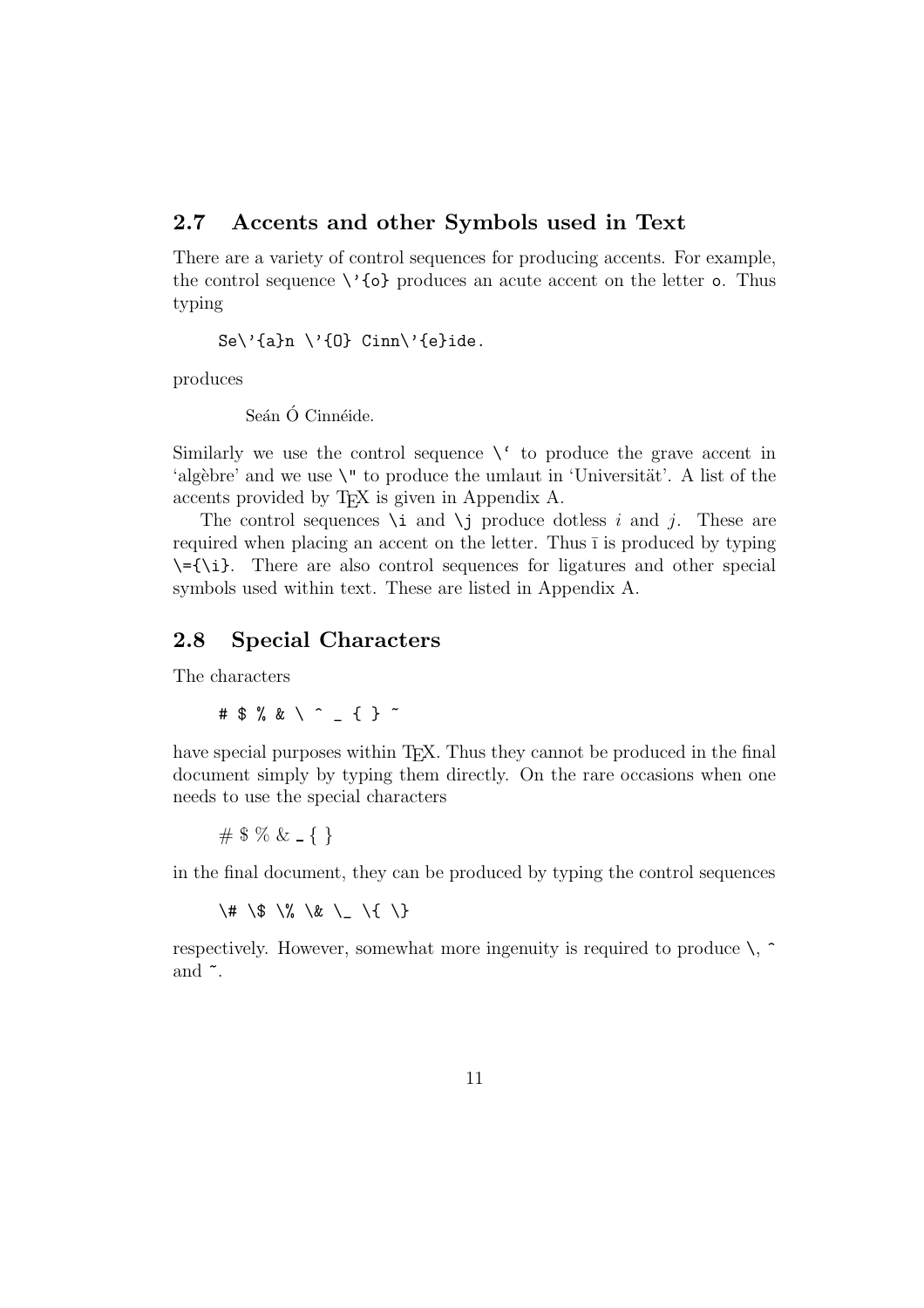## 2.7 Accents and other Symbols used in Text

There are a variety of control sequences for producing accents. For example, the control sequence `\'{o}` produces an acute accent on the letter `o`. Thus typing

```
Se\'{a}n \'{O} Cinn\'{e}ide.
```

produces

Seán Ó Cinnéide.

Similarly we use the control sequence `` \` `` to produce the grave accent in 'algèbre' and we use `\"` to produce the umlaut in 'Universität'. A list of the accents provided by TeX is given in Appendix A.

The control sequences `\i` and `\j` produce dotless *i* and *j*. These are required when placing an accent on the letter. Thus ī is produced by typing `\={\i}`. There are also control sequences for ligatures and other special symbols used within text. These are listed in Appendix A.

## 2.8 Special Characters

The characters

```
# $ % & \ ^ _ { } ~
```

have special purposes within TeX. Thus they cannot be produced in the final document simply by typing them directly. On the rare occasions when one needs to use the special characters

# $ % & _ { }

in the final document, they can be produced by typing the control sequences

```
\# \$ \% \& \_ \{ \}
```

respectively. However, somewhat more ingenuity is required to produce `\`, `^` and `~`.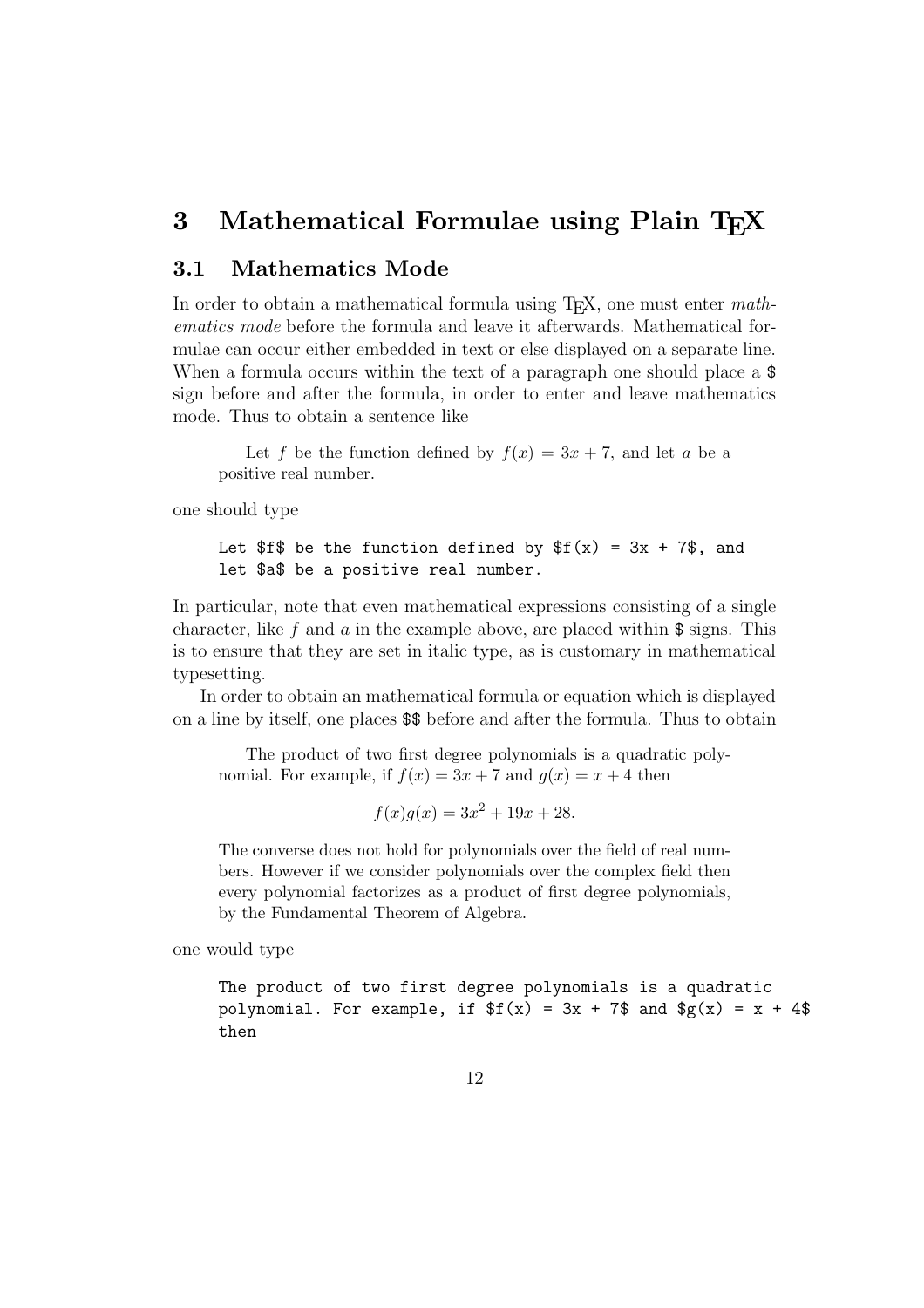# 3 Mathematical Formulae using Plain TEX

## 3.1 Mathematics Mode

In order to obtain a mathematical formula using TEX, one must enter *mathematics mode* before the formula and leave it afterwards. Mathematical formulae can occur either embedded in text or else displayed on a separate line. When a formula occurs within the text of a paragraph one should place a `$` sign before and after the formula, in order to enter and leave mathematics mode. Thus to obtain a sentence like

> Let $f$ be the function defined by $f(x) = 3x + 7$, and let $a$ be a positive real number.

one should type

```
Let $f$ be the function defined by $f(x) = 3x + 7$, and
let $a$ be a positive real number.
```

In particular, note that even mathematical expressions consisting of a single character, like $f$ and $a$ in the example above, are placed within `$` signs. This is to ensure that they are set in italic type, as is customary in mathematical typesetting.

In order to obtain an mathematical formula or equation which is displayed on a line by itself, one places `$$` before and after the formula. Thus to obtain

> The product of two first degree polynomials is a quadratic polynomial. For example, if $f(x) = 3x + 7$ and $g(x) = x + 4$ then
>
> $$f(x)g(x) = 3x^2 + 19x + 28.$$
>
> The converse does not hold for polynomials over the field of real numbers. However if we consider polynomials over the complex field then every polynomial factorizes as a product of first degree polynomials, by the Fundamental Theorem of Algebra.

one would type

```
The product of two first degree polynomials is a quadratic
polynomial. For example, if $f(x) = 3x + 7$ and $g(x) = x + 4$
then
```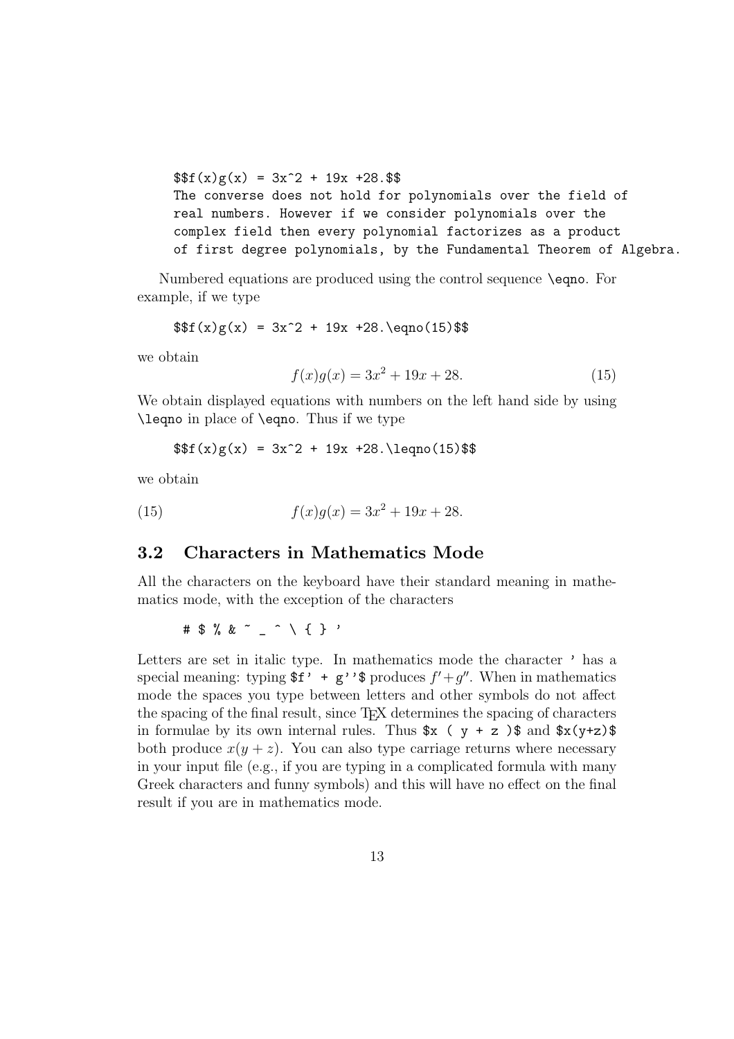```
$$f(x)g(x) = 3x^2 + 19x +28.$$
The converse does not hold for polynomials over the field of
real numbers. However if we consider polynomials over the
complex field then every polynomial factorizes as a product
of first degree polynomials, by the Fundamental Theorem of Algebra.
```

Numbered equations are produced using the control sequence `\eqno`. For example, if we type

```
$$f(x)g(x) = 3x^2 + 19x +28.\eqno(15)$$
```

we obtain

$$f(x)g(x) = 3x^2 + 19x + 28. \qquad (15)$$

We obtain displayed equations with numbers on the left hand side by using `\leqno` in place of `\eqno`. Thus if we type

```
$$f(x)g(x) = 3x^2 + 19x +28.\leqno(15)$$
```

we obtain

$$(15) \qquad f(x)g(x) = 3x^2 + 19x + 28.$$

## 3.2 Characters in Mathematics Mode

All the characters on the keyboard have their standard meaning in mathematics mode, with the exception of the characters

```
# $ % & ~ _ ^ \ { } '
```

Letters are set in italic type. In mathematics mode the character `'` has a special meaning: typing `$f' + g''$` produces $f' + g''$. When in mathematics mode the spaces you type between letters and other symbols do not affect the spacing of the final result, since TEX determines the spacing of characters in formulae by its own internal rules. Thus `$x ( y + z )$` and `$x(y+z)$` both produce $x(y + z)$. You can also type carriage returns where necessary in your input file (e.g., if you are typing in a complicated formula with many Greek characters and funny symbols) and this will have no effect on the final result if you are in mathematics mode.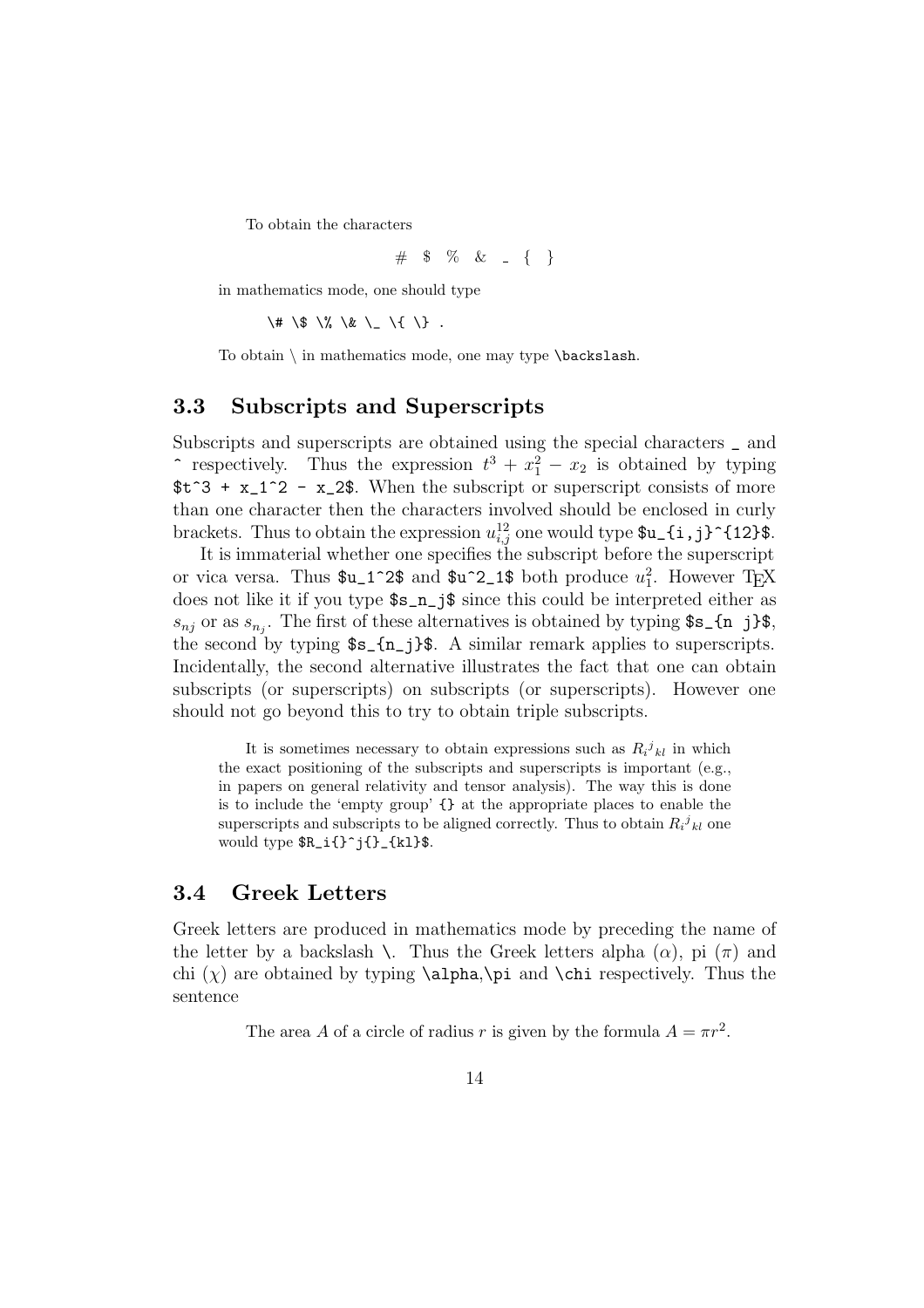To obtain the characters

$$\# \quad \$ \quad \% \quad \& \quad \_ \quad \{ \quad \}$$

in mathematics mode, one should type

```
\# \$ \% \& \_ \{ \} .
```

To obtain $\backslash$ in mathematics mode, one may type `\backslash`.

## 3.3 Subscripts and Superscripts

Subscripts and superscripts are obtained using the special characters `_` and `^` respectively. Thus the expression $t^3 + x_1^2 - x_2$ is obtained by typing `$t^3 + x_1^2 - x_2$`. When the subscript or superscript consists of more than one character then the characters involved should be enclosed in curly brackets. Thus to obtain the expression $u_{i,j}^{12}$ one would type `$u_{i,j}^{12}$`.

It is immaterial whether one specifies the subscript before the superscript or vica versa. Thus `$u_1^2$` and `$u^2_1$` both produce $u_1^2$. However TEX does not like it if you type `$s_n_j$` since this could be interpreted either as $s_{nj}$ or as $s_{n_j}$. The first of these alternatives is obtained by typing `$s_{n j}$`, the second by typing `$s_{n_j}$`. A similar remark applies to superscripts. Incidentally, the second alternative illustrates the fact that one can obtain subscripts (or superscripts) on subscripts (or superscripts). However one should not go beyond this to try to obtain triple subscripts.

> It is sometimes necessary to obtain expressions such as $R_i{}^j{}_{kl}$ in which the exact positioning of the subscripts and superscripts is important (e.g., in papers on general relativity and tensor analysis). The way this is done is to include the 'empty group' `{}` at the appropriate places to enable the superscripts and subscripts to be aligned correctly. Thus to obtain $R_i{}^j{}_{kl}$ one would type `$R_i{}^j{}_{kl}$`.

## 3.4 Greek Letters

Greek letters are produced in mathematics mode by preceding the name of the letter by a backslash `\`. Thus the Greek letters alpha ($\alpha$), pi ($\pi$) and chi ($\chi$) are obtained by typing `\alpha`,`\pi` and `\chi` respectively. Thus the sentence

> The area $A$ of a circle of radius $r$ is given by the formula $A = \pi r^2$.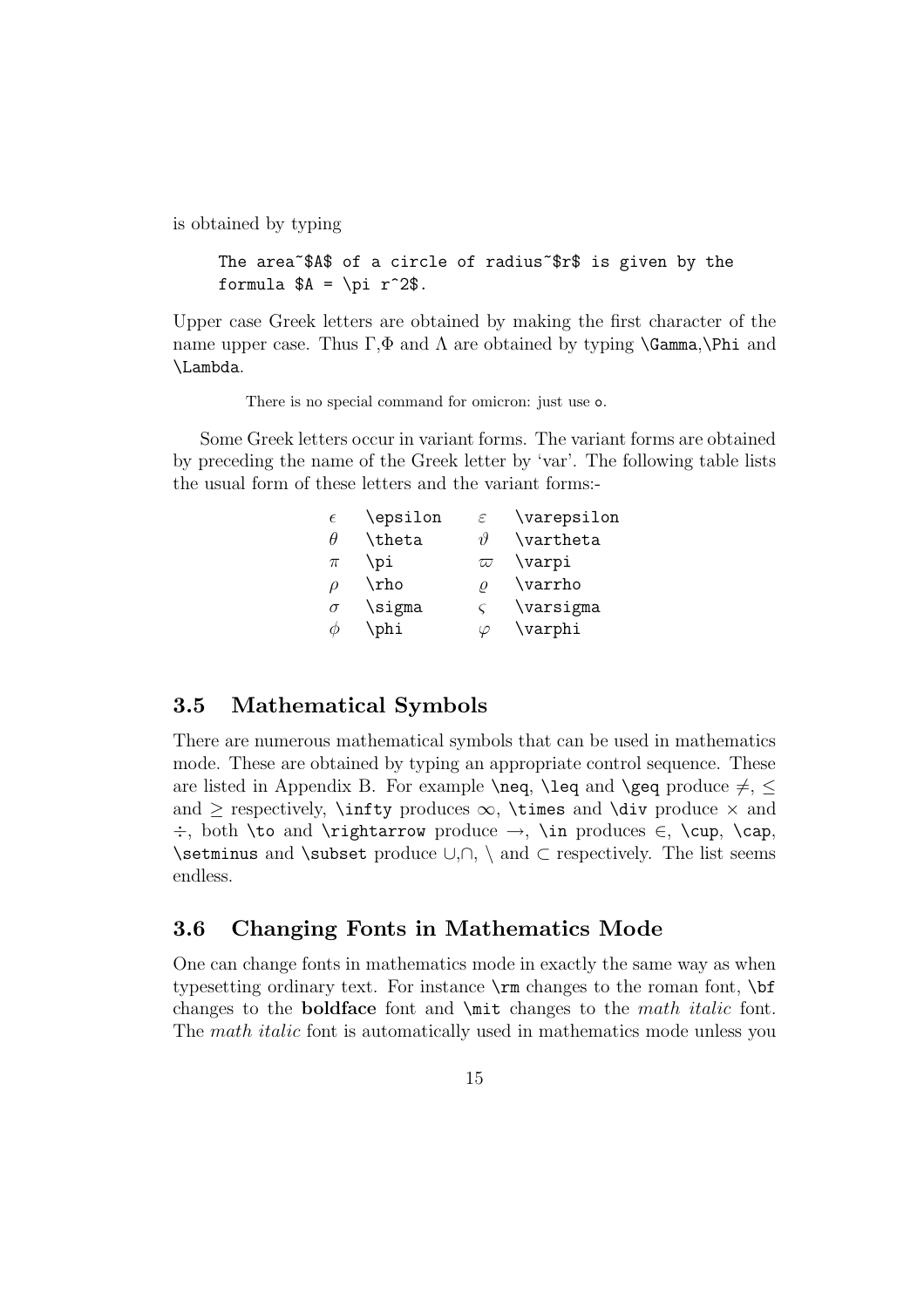is obtained by typing

```
The area~$A$ of a circle of radius~$r$ is given by the
formula $A = \pi r^2$.
```

Upper case Greek letters are obtained by making the first character of the name upper case. Thus $\Gamma$,$\Phi$ and $\Lambda$ are obtained by typing `\Gamma`,`\Phi` and `\Lambda`.

There is no special command for omicron: just use `o`.

Some Greek letters occur in variant forms. The variant forms are obtained by preceding the name of the Greek letter by 'var'. The following table lists the usual form of these letters and the variant forms:-

| | | | |
|---|---|---|---|
| $\epsilon$ | `\epsilon` | $\varepsilon$ | `\varepsilon` |
| $\theta$ | `\theta` | $\vartheta$ | `\vartheta` |
| $\pi$ | `\pi` | $\varpi$ | `\varpi` |
| $\rho$ | `\rho` | $\varrho$ | `\varrho` |
| $\sigma$ | `\sigma` | $\varsigma$ | `\varsigma` |
| $\phi$ | `\phi` | $\varphi$ | `\varphi` |

## 3.5 Mathematical Symbols

There are numerous mathematical symbols that can be used in mathematics mode. These are obtained by typing an appropriate control sequence. These are listed in Appendix B. For example `\neq`, `\leq` and `\geq` produce $\neq$, $\leq$ and $\geq$ respectively, `\infty` produces $\infty$, `\times` and `\div` produce $\times$ and $\div$, both `\to` and `\rightarrow` produce $\rightarrow$, `\in` produces $\in$, `\cup`, `\cap`, `\setminus` and `\subset` produce $\cup$,$\cap$, $\setminus$ and $\subset$ respectively. The list seems endless.

## 3.6 Changing Fonts in Mathematics Mode

One can change fonts in mathematics mode in exactly the same way as when typesetting ordinary text. For instance `\rm` changes to the roman font, `\bf` changes to the **boldface** font and `\mit` changes to the *math italic* font. The *math italic* font is automatically used in mathematics mode unless you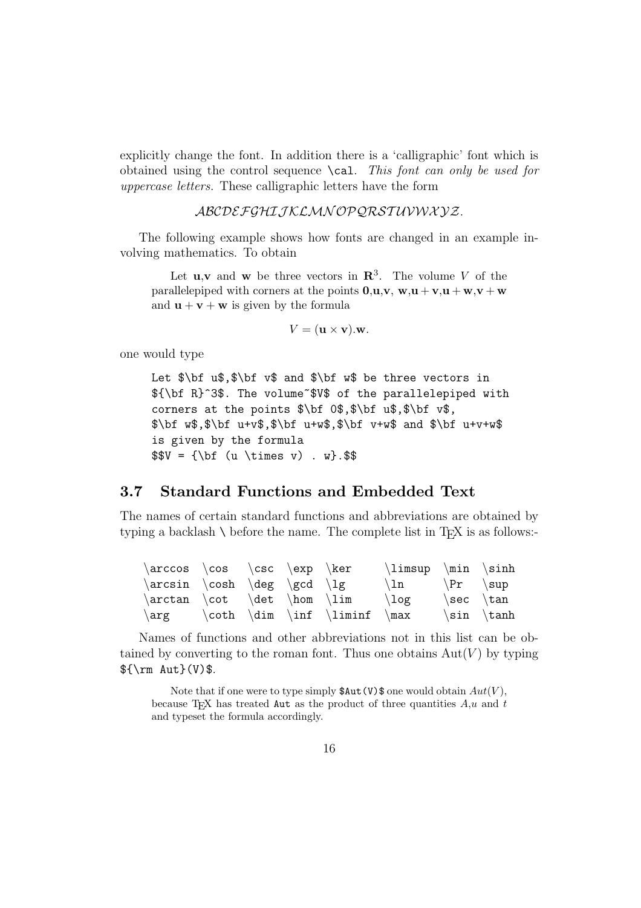explicitly change the font. In addition there is a 'calligraphic' font which is obtained using the control sequence `\cal`. *This font can only be used for uppercase letters.* These calligraphic letters have the form

$$\mathcal{ABCDEFGHIJKLMNOPQRSTUVWXYZ}.$$

The following example shows how fonts are changed in an example involving mathematics. To obtain

> Let $\mathbf{u}$,$\mathbf{v}$ and $\mathbf{w}$ be three vectors in $\mathbf{R}^3$. The volume $V$ of the parallelepiped with corners at the points $\mathbf{0}$,$\mathbf{u}$,$\mathbf{v}$, $\mathbf{w}$,$\mathbf{u+v}$,$\mathbf{u+w}$,$\mathbf{v+w}$ and $\mathbf{u+v+w}$ is given by the formula
>
> $$V = (\mathbf{u} \times \mathbf{v}).\mathbf{w}.$$

one would type

```
Let $\bf u$,$\bf v$ and $\bf w$ be three vectors in
${\bf R}^3$. The volume~$V$ of the parallelepiped with
corners at the points $\bf 0$,$\bf u$,$\bf v$,
$\bf w$,$\bf u+v$,$\bf u+w$,$\bf v+w$ and $\bf u+v+w$
is given by the formula
$$V = {\bf (u \times v) . w}.$$
```

## 3.7 Standard Functions and Embedded Text

The names of certain standard functions and abbreviations are obtained by typing a backlash `\` before the name. The complete list in TEX is as follows:-

```
\arccos  \cos   \csc  \exp  \ker     \limsup  \min  \sinh
\arcsin  \cosh  \deg  \gcd  \lg      \ln      \Pr   \sup
\arctan  \cot   \det  \hom  \lim     \log     \sec  \tan
\arg     \coth  \dim  \inf  \liminf  \max     \sin  \tanh
```

Names of functions and other abbreviations not in this list can be obtained by converting to the roman font. Thus one obtains $\mathrm{Aut}(V)$ by typing `${\rm Aut}(V)$`.

> Note that if one were to type simply `$Aut(V)$` one would obtain $Aut(V)$, because TEX has treated `Aut` as the product of three quantities $A$,$u$ and $t$ and typeset the formula accordingly.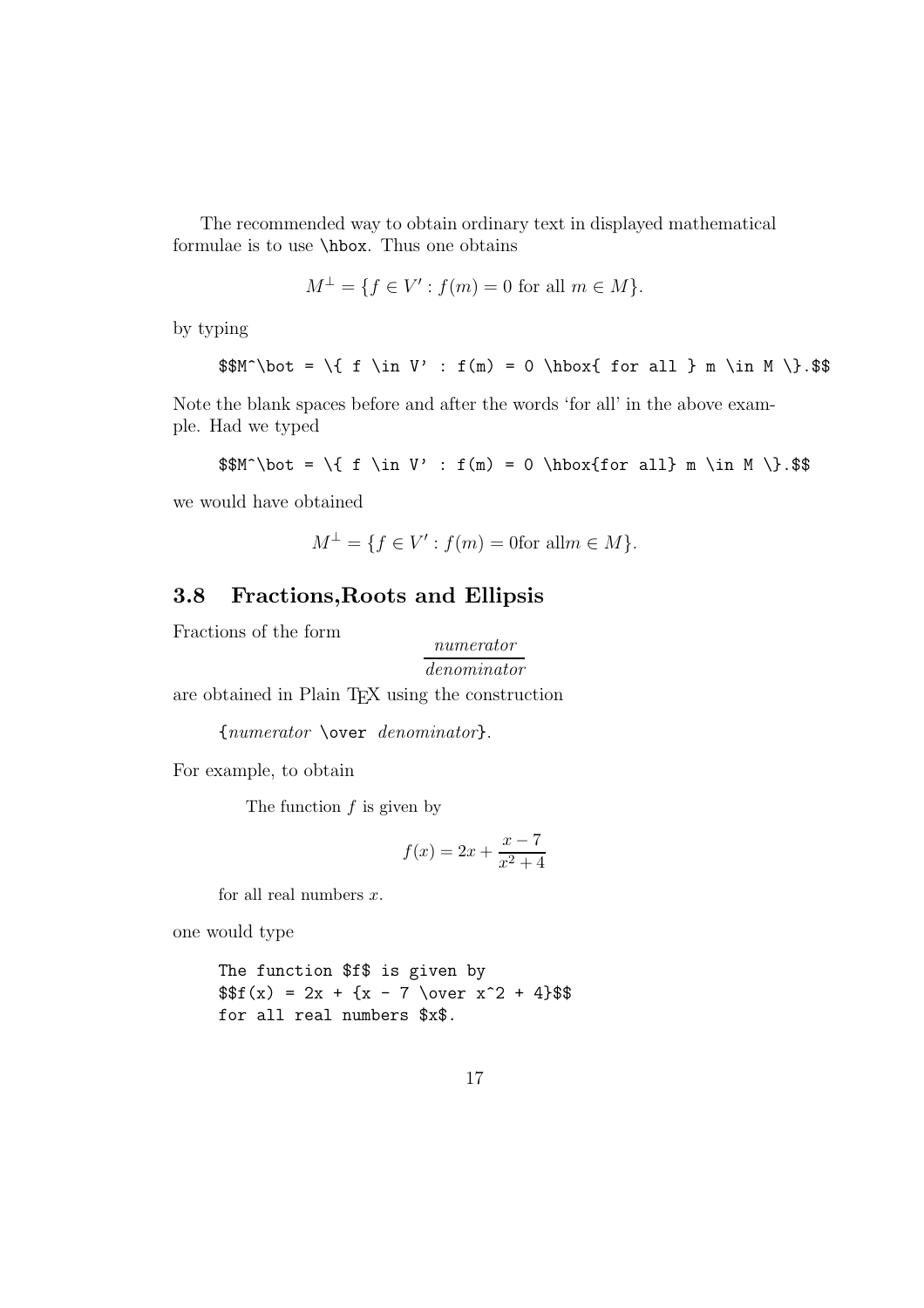The recommended way to obtain ordinary text in displayed mathematical formulae is to use `\hbox`. Thus one obtains

$$M^\bot = \{ f \in V' : f(m) = 0 \hbox{ for all } m \in M \}.$$

by typing

```
$$M^\bot = \{ f \in V' : f(m) = 0 \hbox{ for all } m \in M \}.$$
```

Note the blank spaces before and after the words 'for all' in the above example. Had we typed

```
$$M^\bot = \{ f \in V' : f(m) = 0 \hbox{for all} m \in M \}.$$
```

we would have obtained

$$M^\bot = \{ f \in V' : f(m) = 0 \hbox{for all} m \in M \}.$$

## 3.8 Fractions,Roots and Ellipsis

Fractions of the form

$$\frac{\textit{numerator}}{\textit{denominator}}$$

are obtained in Plain TEX using the construction

{*numerator* `\over` *denominator*}.

For example, to obtain

> The function $f$ is given by
>
> $$f(x) = 2x + {x - 7 \over x^2 + 4}$$
>
> for all real numbers $x$.

one would type

```
The function $f$ is given by
$$f(x) = 2x + {x - 7 \over x^2 + 4}$$
for all real numbers $x$.
```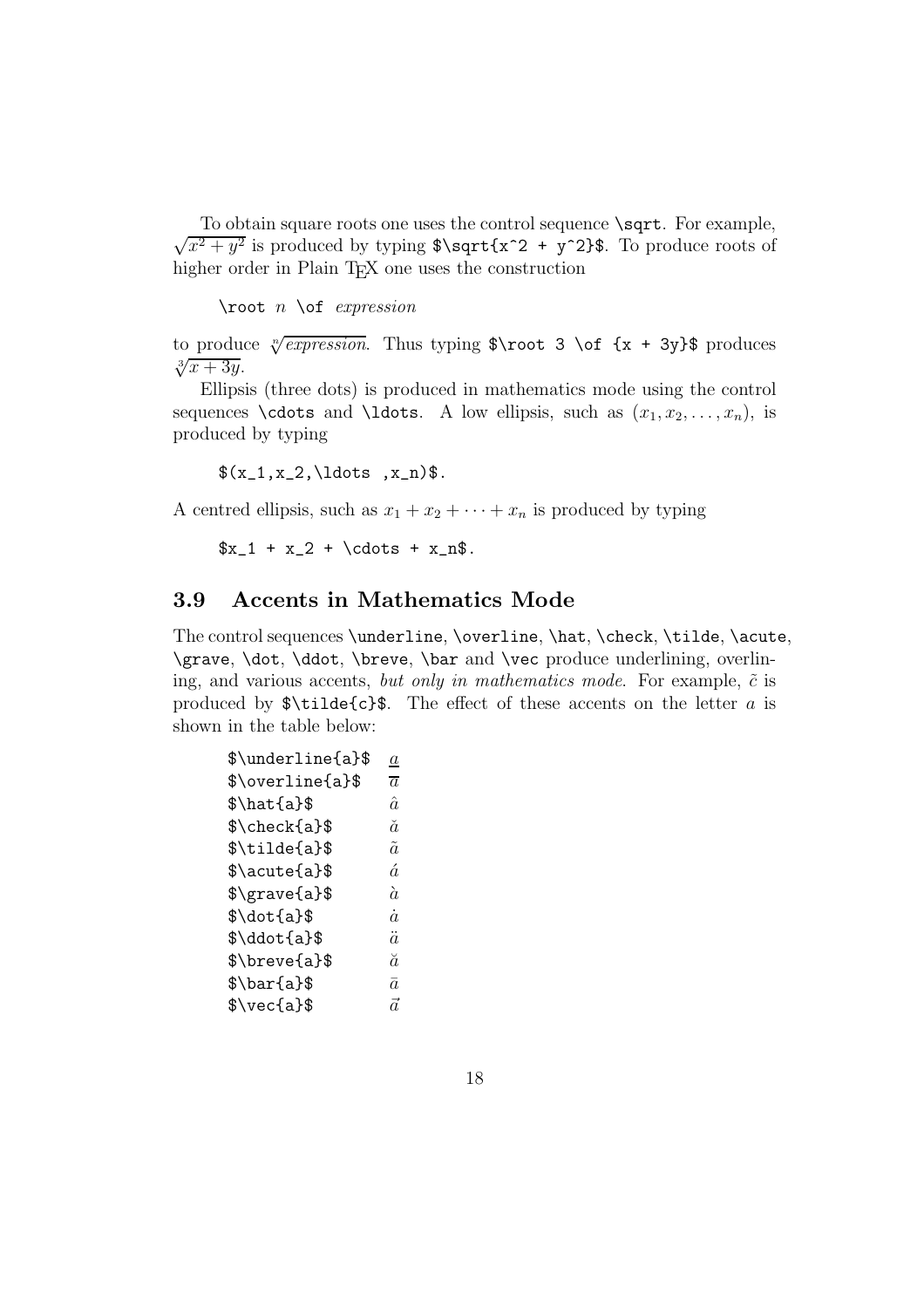To obtain square roots one uses the control sequence `\sqrt`. For example, $\sqrt{x^2+y^2}$ is produced by typing `$\sqrt{x^2 + y^2}$`. To produce roots of higher order in Plain TeX one uses the construction

`\root` $n$ `\of` *expression*

to produce $\sqrt[n]{\mathit{expression}}$. Thus typing `$\root 3 \of {x + 3y}$` produces $\sqrt[3]{x+3y}$.

Ellipsis (three dots) is produced in mathematics mode using the control sequences `\cdots` and `\ldots`. A low ellipsis, such as $(x_1, x_2, \ldots, x_n)$, is produced by typing

```
$(x_1,x_2,\ldots ,x_n)$.
```

A centred ellipsis, such as $x_1 + x_2 + \cdots + x_n$ is produced by typing

```
$x_1 + x_2 + \cdots + x_n$.
```

## 3.9 Accents in Mathematics Mode

The control sequences `\underline`, `\overline`, `\hat`, `\check`, `\tilde`, `\acute`, `\grave`, `\dot`, `\ddot`, `\breve`, `\bar` and `\vec` produce underlining, overlining, and various accents, *but only in mathematics mode*. For example, $\tilde{c}$ is produced by `$\tilde{c}$`. The effect of these accents on the letter $a$ is shown in the table below:

| | |
|---|---|
| `$\underline{a}$` | $\underline{a}$ |
| `$\overline{a}$` | $\overline{a}$ |
| `$\hat{a}$` | $\hat{a}$ |
| `$\check{a}$` | $\check{a}$ |
| `$\tilde{a}$` | $\tilde{a}$ |
| `$\acute{a}$` | $\acute{a}$ |
| `$\grave{a}$` | $\grave{a}$ |
| `$\dot{a}$` | $\dot{a}$ |
| `$\ddot{a}$` | $\ddot{a}$ |
| `$\breve{a}$` | $\breve{a}$ |
| `$\bar{a}$` | $\bar{a}$ |
| `$\vec{a}$` | $\vec{a}$ |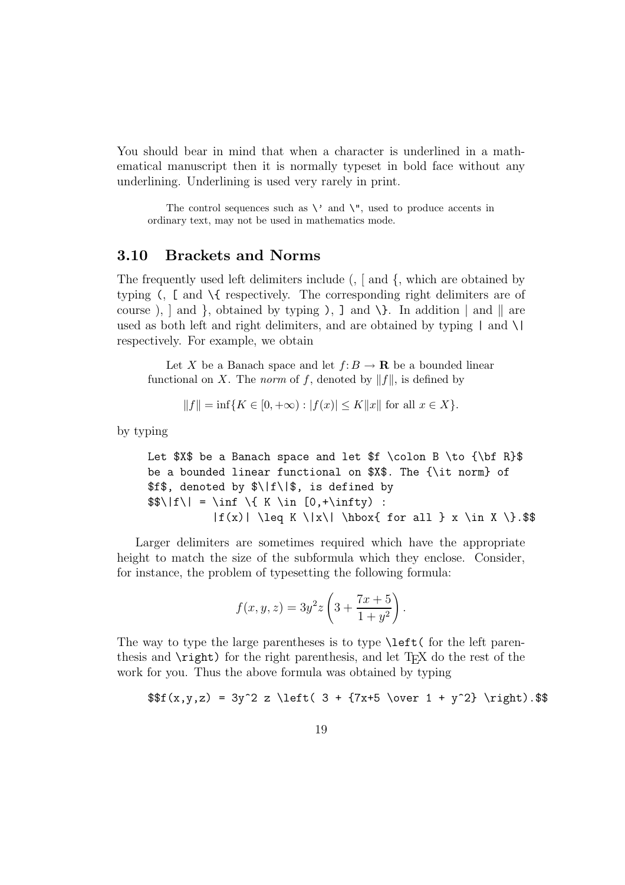You should bear in mind that when a character is underlined in a mathematical manuscript then it is normally typeset in bold face without any underlining. Underlining is used very rarely in print.

> The control sequences such as `\'` and `\"`, used to produce accents in ordinary text, may not be used in mathematics mode.

## 3.10 Brackets and Norms

The frequently used left delimiters include (, [ and {, which are obtained by typing `(`, `[` and `\{` respectively. The corresponding right delimiters are of course ), ] and }, obtained by typing `)`, `]` and `\}`. In addition $|$ and $\|$ are used as both left and right delimiters, and are obtained by typing `|` and `\|` respectively. For example, we obtain

> Let $X$ be a Banach space and let $f \colon B \to \mathbf{R}$ be a bounded linear functional on $X$. The *norm* of $f$, denoted by $\|f\|$, is defined by
>
> $$\|f\| = \inf\{ K \in [0,+\infty) : |f(x)| \leq K \|x\| \hbox{ for all } x \in X \}.$$

by typing

```
Let $X$ be a Banach space and let $f \colon B \to {\bf R}$
be a bounded linear functional on $X$. The {\it norm} of
$f$, denoted by $\|f\|$, is defined by
$$\|f\| = \inf \{ K \in [0,+\infty) :
          |f(x)| \leq K \|x\| \hbox{ for all } x \in X \}.$$
```

Larger delimiters are sometimes required which have the appropriate height to match the size of the subformula which they enclose. Consider, for instance, the problem of typesetting the following formula:

$$f(x,y,z) = 3y^2 z \left( 3 + \frac{7x+5}{1 + y^2} \right).$$

The way to type the large parentheses is to type `\left(` for the left parenthesis and `\right)` for the right parenthesis, and let TeX do the rest of the work for you. Thus the above formula was obtained by typing

```
$$f(x,y,z) = 3y^2 z \left( 3 + {7x+5 \over 1 + y^2} \right).$$
```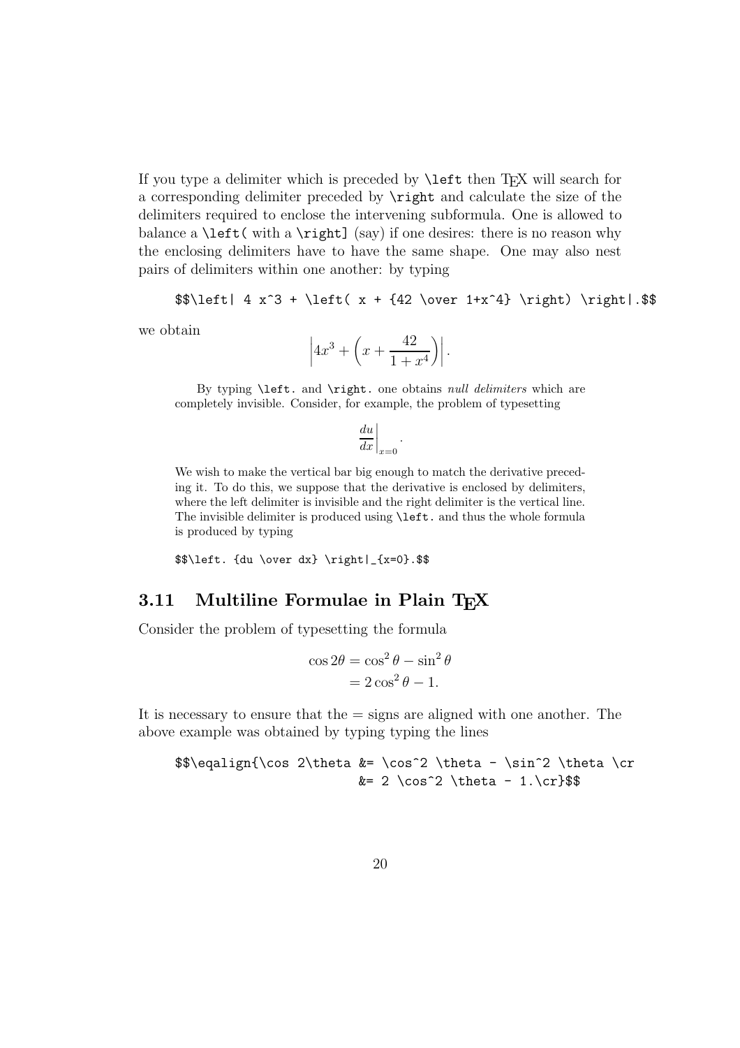If you type a delimiter which is preceded by `\left` then TEX will search for a corresponding delimiter preceded by `\right` and calculate the size of the delimiters required to enclose the intervening subformula. One is allowed to balance a `\left(` with a `\right]` (say) if one desires: there is no reason why the enclosing delimiters have to have the same shape. One may also nest pairs of delimiters within one another: by typing

```
$$\left| 4 x^3 + \left( x + {42 \over 1+x^4} \right) \right|.$$
```

we obtain

$$\left| 4 x^3 + \left( x + {42 \over 1+x^4} \right) \right|.$$

By typing `\left.` and `\right.` one obtains *null delimiters* which are completely invisible. Consider, for example, the problem of typesetting

$$\left. {du \over dx} \right|_{x=0}.$$

We wish to make the vertical bar big enough to match the derivative preceding it. To do this, we suppose that the derivative is enclosed by delimiters, where the left delimiter is invisible and the right delimiter is the vertical line. The invisible delimiter is produced using `\left.` and thus the whole formula is produced by typing

```
$$\left. {du \over dx} \right|_{x=0}.$$
```

## 3.11 Multiline Formulae in Plain TEX

Consider the problem of typesetting the formula

$$\begin{aligned}\cos 2\theta &= \cos^2 \theta - \sin^2 \theta \\ &= 2 \cos^2 \theta - 1.\end{aligned}$$

It is necessary to ensure that the = signs are aligned with one another. The above example was obtained by typing typing the lines

```
$$\eqalign{\cos 2\theta &= \cos^2 \theta - \sin^2 \theta \cr
                        &= 2 \cos^2 \theta - 1.\cr}$$
```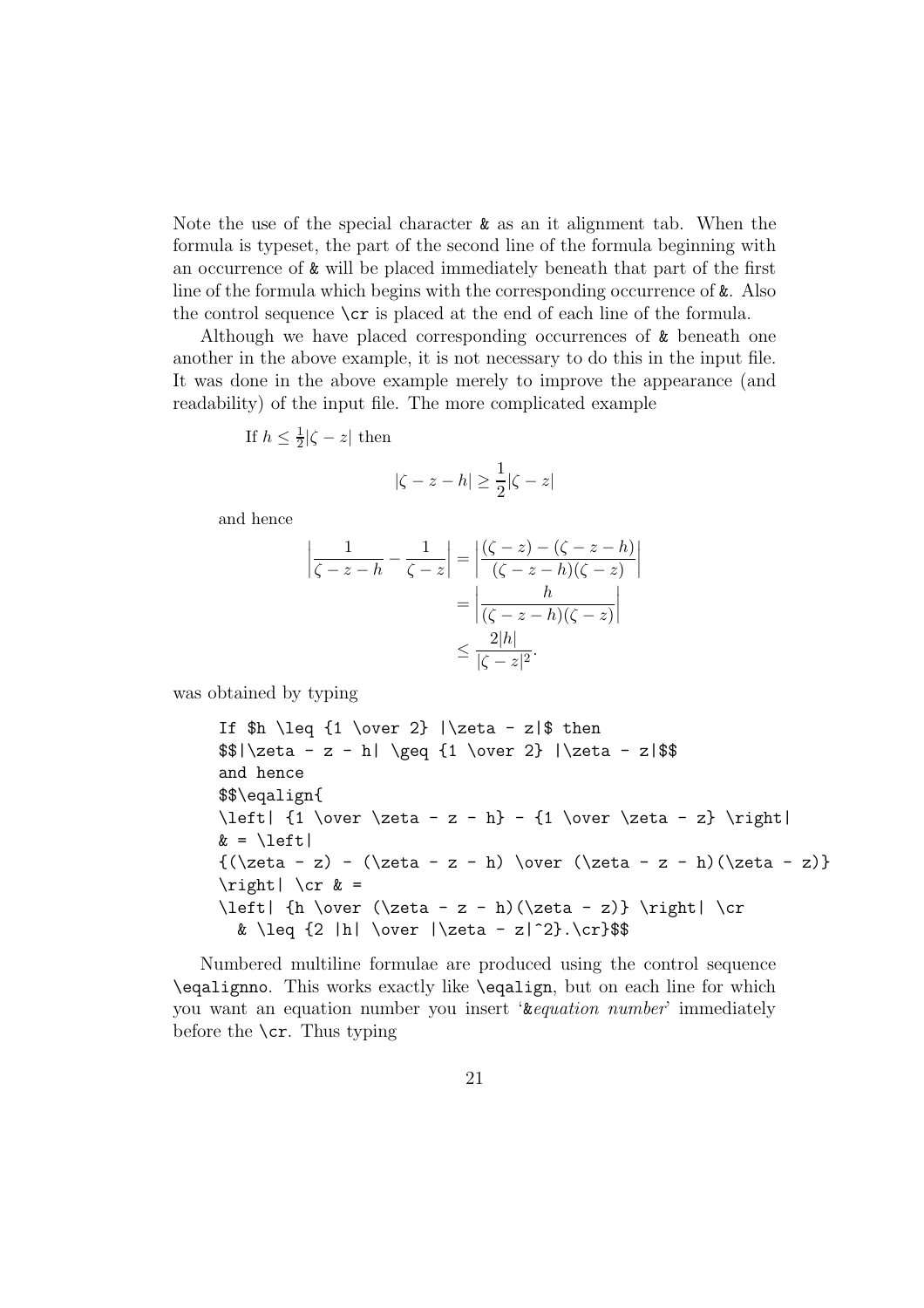Note the use of the special character `&` as an it alignment tab. When the formula is typeset, the part of the second line of the formula beginning with an occurrence of `&` will be placed immediately beneath that part of the first line of the formula which begins with the corresponding occurrence of `&`. Also the control sequence `\cr` is placed at the end of each line of the formula.

Although we have placed corresponding occurrences of `&` beneath one another in the above example, it is not necessary to do this in the input file. It was done in the above example merely to improve the appearance (and readability) of the input file. The more complicated example

> If $h \leq \frac{1}{2}|\zeta - z|$ then
>
> $$|\zeta - z - h| \geq \frac{1}{2}|\zeta - z|$$
>
> and hence
>
> $$\begin{aligned} \left| \frac{1}{\zeta - z - h} - \frac{1}{\zeta - z} \right| &= \left| \frac{(\zeta - z) - (\zeta - z - h)}{(\zeta - z - h)(\zeta - z)} \right| \\ &= \left| \frac{h}{(\zeta - z - h)(\zeta - z)} \right| \\ &\leq \frac{2|h|}{|\zeta - z|^2}. \end{aligned}$$

was obtained by typing

```
If $h \leq {1 \over 2} |\zeta - z|$ then
$$|\zeta - z - h| \geq {1 \over 2} |\zeta - z|$$
and hence
$$\eqalign{
\left| {1 \over \zeta - z - h} - {1 \over \zeta - z} \right|
& = \left|
{(\zeta - z) - (\zeta - z - h) \over (\zeta - z - h)(\zeta - z)}
\right| \cr & =
\left| {h \over (\zeta - z - h)(\zeta - z)} \right| \cr
  & \leq {2 |h| \over |\zeta - z|^2}.\cr}$$
```

Numbered multiline formulae are produced using the control sequence `\eqalignno`. This works exactly like `\eqalign`, but on each line for which you want an equation number you insert '`&`*equation number*' immediately before the `\cr`. Thus typing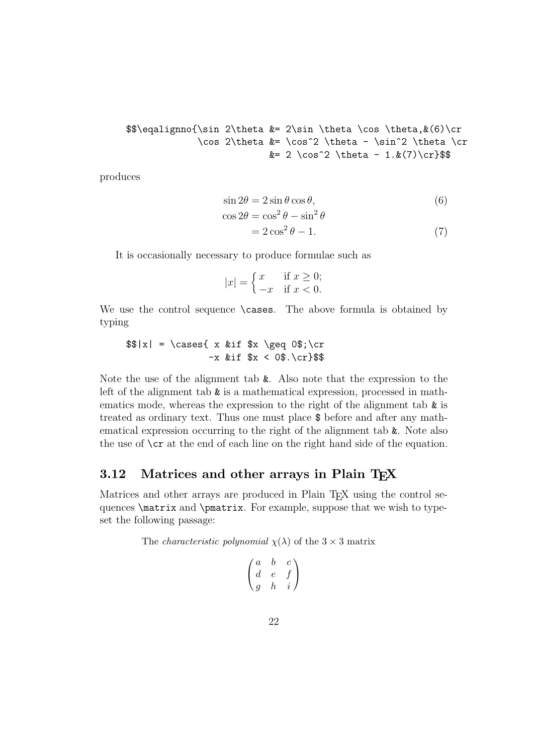```
$$\eqalignno{\sin 2\theta &= 2\sin \theta \cos \theta,&(6)\cr
             \cos 2\theta &= \cos^2 \theta - \sin^2 \theta \cr
                          &= 2 \cos^2 \theta - 1.&(7)\cr}$$
```

produces

$$\begin{aligned} \sin 2\theta &= 2\sin\theta\cos\theta, && (6)\\ \cos 2\theta &= \cos^2\theta - \sin^2\theta \\ &= 2\cos^2\theta - 1. && (7)\end{aligned}$$

It is occasionally necessary to produce formulae such as

$$|x| = \begin{cases} x & \text{if } x \geq 0; \\ -x & \text{if } x < 0. \end{cases}$$

We use the control sequence `\cases`. The above formula is obtained by typing

```
$$|x| = \cases{ x &if $x \geq 0$;\cr
               -x &if $x < 0$.\cr}$$
```

Note the use of the alignment tab `&`. Also note that the expression to the left of the alignment tab `&` is a mathematical expression, processed in mathematics mode, whereas the expression to the right of the alignment tab `&` is treated as ordinary text. Thus one must place `$` before and after any mathematical expression occurring to the right of the alignment tab `&`. Note also the use of `\cr` at the end of each line on the right hand side of the equation.

## 3.12 Matrices and other arrays in Plain TEX

Matrices and other arrays are produced in Plain TEX using the control sequences `\matrix` and `\pmatrix`. For example, suppose that we wish to typeset the following passage:

> The *characteristic polynomial* $\chi(\lambda)$ of the $3 \times 3$ matrix
>
> $$\begin{pmatrix} a & b & c \\ d & e & f \\ g & h & i \end{pmatrix}$$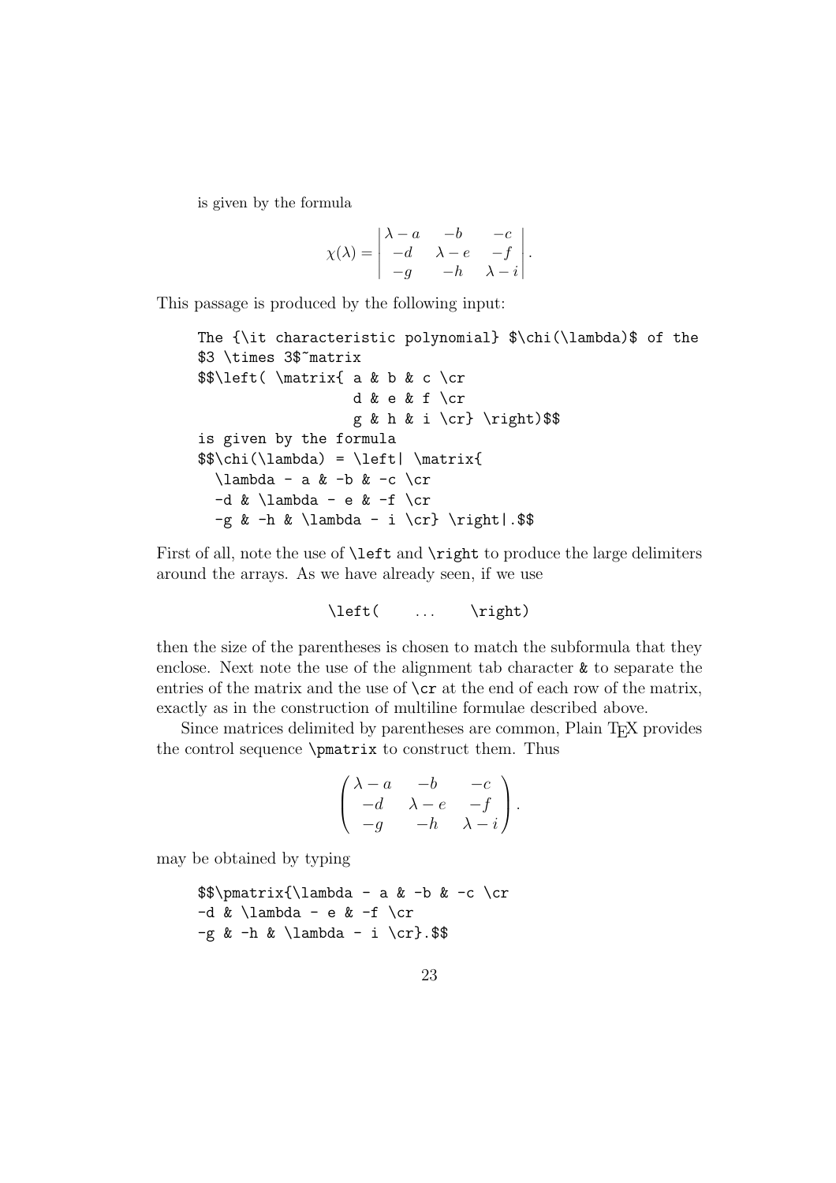is given by the formula

$$\chi(\lambda) = \left| \begin{matrix} \lambda - a & -b & -c \\ -d & \lambda - e & -f \\ -g & -h & \lambda - i \end{matrix} \right|.$$

This passage is produced by the following input:

```
The {\it characteristic polynomial} $\chi(\lambda)$ of the
$3 \times 3$~matrix
$$\left( \matrix{ a & b & c \cr
                  d & e & f \cr
                  g & h & i \cr} \right)$$
is given by the formula
$$\chi(\lambda) = \left| \matrix{
  \lambda - a & -b & -c \cr
  -d & \lambda - e & -f \cr
  -g & -h & \lambda - i \cr} \right|.$$
```

First of all, note the use of `\left` and `\right` to produce the large delimiters around the arrays. As we have already seen, if we use

```
\left(     ...     \right)
```

then the size of the parentheses is chosen to match the subformula that they enclose. Next note the use of the alignment tab character `&` to separate the entries of the matrix and the use of `\cr` at the end of each row of the matrix, exactly as in the construction of multiline formulae described above.

Since matrices delimited by parentheses are common, Plain TEX provides the control sequence `\pmatrix` to construct them. Thus

$$\begin{pmatrix} \lambda - a & -b & -c \\ -d & \lambda - e & -f \\ -g & -h & \lambda - i \end{pmatrix}.$$

may be obtained by typing

```
$$\pmatrix{\lambda - a & -b & -c \cr
-d & \lambda - e & -f \cr
-g & -h & \lambda - i \cr}.$$
```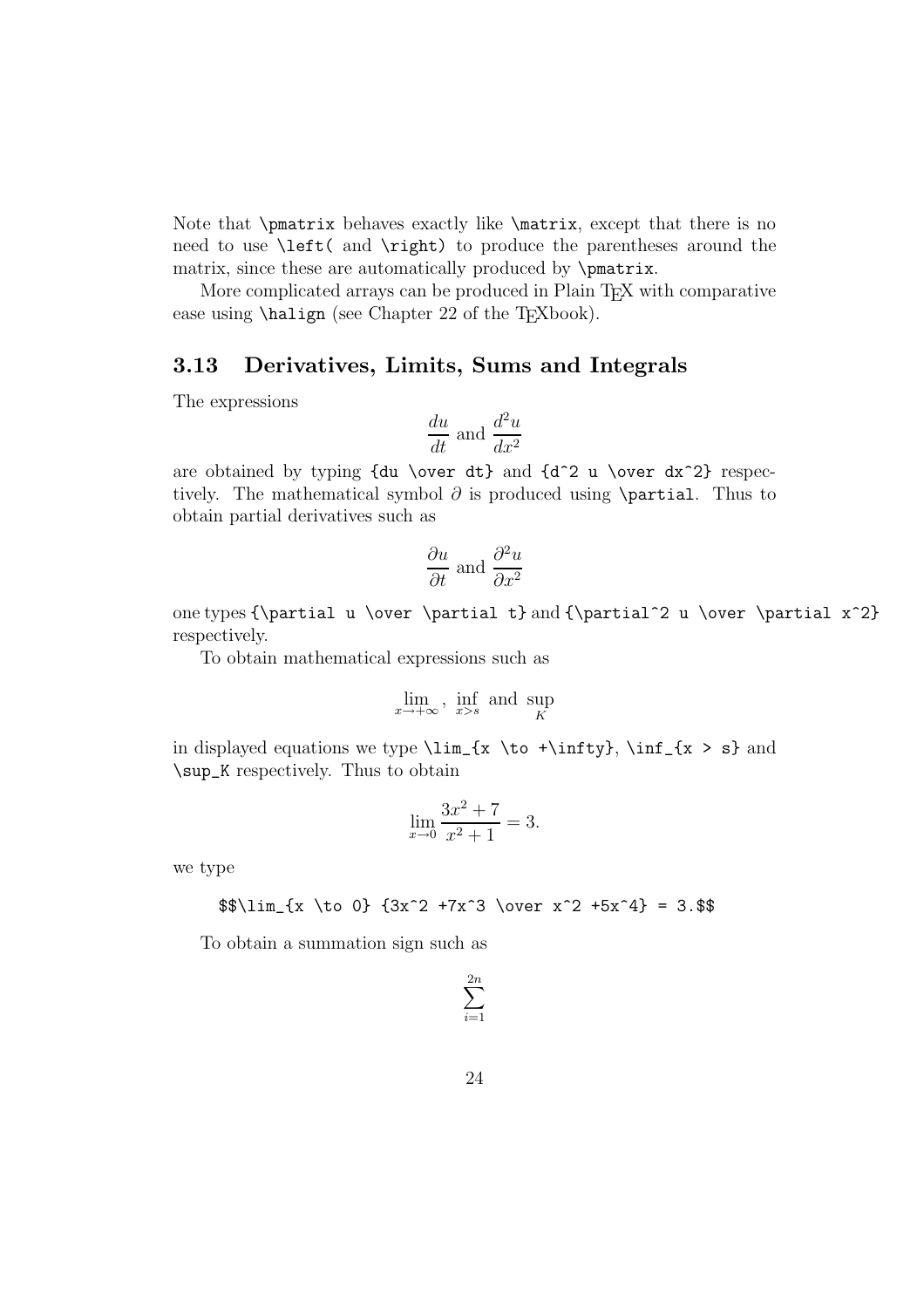Note that `\pmatrix` behaves exactly like `\matrix`, except that there is no need to use `\left(` and `\right)` to produce the parentheses around the matrix, since these are automatically produced by `\pmatrix`.

More complicated arrays can be produced in Plain TeX with comparative ease using `\halign` (see Chapter 22 of the TeXbook).

### 3.13 Derivatives, Limits, Sums and Integrals

The expressions

$$\frac{du}{dt} \text{ and } \frac{d^2u}{dx^2}$$

are obtained by typing `{du \over dt}` and `{d^2 u \over dx^2}` respectively. The mathematical symbol $\partial$ is produced using `\partial`. Thus to obtain partial derivatives such as

$$\frac{\partial u}{\partial t} \text{ and } \frac{\partial^2 u}{\partial x^2}$$

one types `{\partial u \over \partial t}` and `{\partial^2 u \over \partial x^2}` respectively.

To obtain mathematical expressions such as

$$\lim_{x \to +\infty}, \ \inf_{x > s} \text{ and } \sup_K$$

in displayed equations we type `\lim_{x \to +\infty}`, `\inf_{x > s}` and `\sup_K` respectively. Thus to obtain

$$\lim_{x \to 0} \frac{3x^2 + 7}{x^2 + 1} = 3.$$

we type

```
$$\lim_{x \to 0} {3x^2 +7x^3 \over x^2 +5x^4} = 3.$$
```

To obtain a summation sign such as

$$\sum_{i=1}^{2n}$$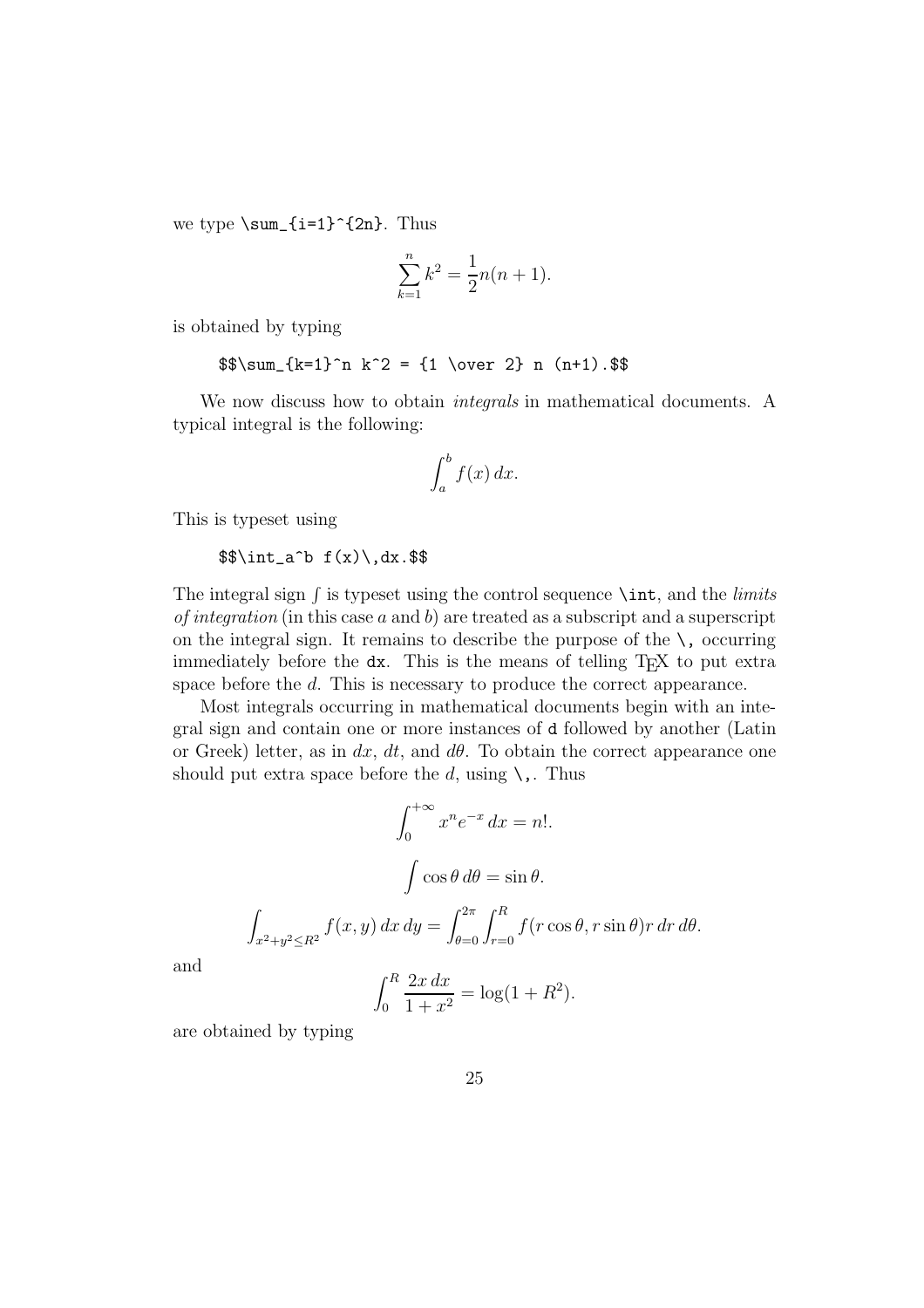we type `\sum_{i=1}^{2n}`. Thus

$$\sum_{k=1}^n k^2 = {1 \over 2} n (n+1).$$

is obtained by typing

```
$$\sum_{k=1}^n k^2 = {1 \over 2} n (n+1).$$
```

We now discuss how to obtain *integrals* in mathematical documents. A typical integral is the following:

$$\int_a^b f(x)\,dx.$$

This is typeset using

```
$$\int_a^b f(x)\,dx.$$
```

The integral sign $\int$ is typeset using the control sequence `\int`, and the *limits of integration* (in this case $a$ and $b$) are treated as a subscript and a superscript on the integral sign. It remains to describe the purpose of the `\,` occurring immediately before the `dx`. This is the means of telling TEX to put extra space before the $d$. This is necessary to produce the correct appearance.

Most integrals occurring in mathematical documents begin with an integral sign and contain one or more instances of `d` followed by another (Latin or Greek) letter, as in $dx$, $dt$, and $d\theta$. To obtain the correct appearance one should put extra space before the $d$, using `\,`. Thus

$$\int_0^{+\infty} x^n e^{-x} \,dx = n!.$$

$$\int \cos \theta \,d\theta = \sin \theta.$$

$$\int_{x^2 + y^2 \leq R^2} f(x,y)\,dx\,dy = \int_{\theta=0}^{2\pi} \int_{r=0}^R f(r\cos\theta,r\sin\theta) r\,dr\,d\theta.$$

and

$$\int_0^R {2x\,dx \over 1+x^2} = \log(1+R^2).$$

are obtained by typing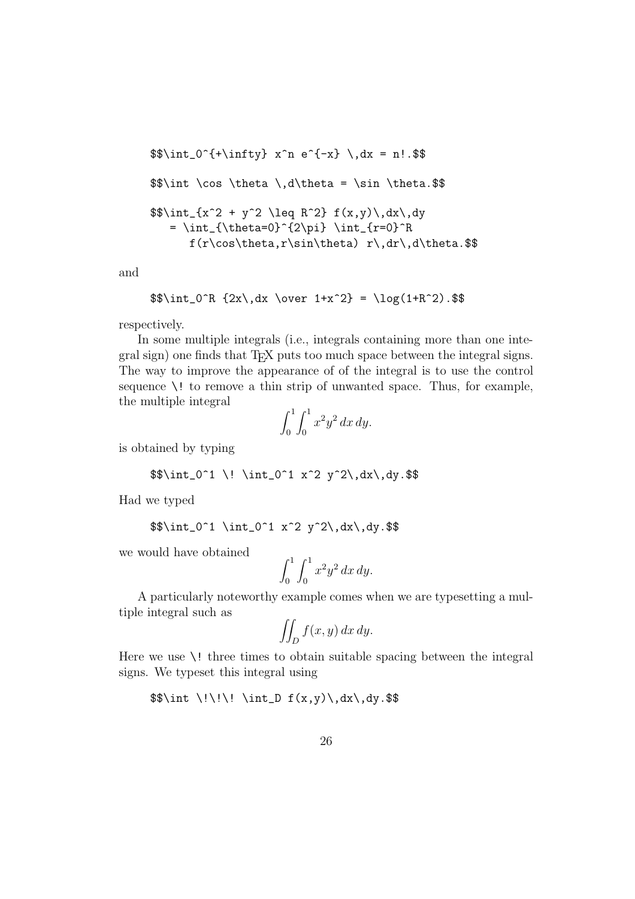```
$$\int_0^{+\infty} x^n e^{-x} \,dx = n!.$$
```

```
$$\int \cos \theta \,d\theta = \sin \theta.$$
```

```
$$\int_{x^2 + y^2 \leq R^2} f(x,y)\,dx\,dy
   = \int_{\theta=0}^{2\pi} \int_{r=0}^R
      f(r\cos\theta,r\sin\theta) r\,dr\,d\theta.$$
```

and

```
$$\int_0^R {2x\,dx \over 1+x^2} = \log(1+R^2).$$
```

respectively.

In some multiple integrals (i.e., integrals containing more than one integral sign) one finds that TEX puts too much space between the integral signs. The way to improve the appearance of of the integral is to use the control sequence `\!` to remove a thin strip of unwanted space. Thus, for example, the multiple integral

$$\int_0^1 \! \int_0^1 x^2 y^2\,dx\,dy.$$

is obtained by typing

```
$$\int_0^1 \! \int_0^1 x^2 y^2\,dx\,dy.$$
```

Had we typed

```
$$\int_0^1 \int_0^1 x^2 y^2\,dx\,dy.$$
```

we would have obtained

$$\int_0^1 \int_0^1 x^2 y^2\,dx\,dy.$$

A particularly noteworthy example comes when we are typesetting a multiple integral such as

$$\int \!\!\! \int_D f(x,y)\,dx\,dy.$$

Here we use `\!` three times to obtain suitable spacing between the integral signs. We typeset this integral using

```
$$\int \!\!\! \int_D f(x,y)\,dx\,dy.$$
```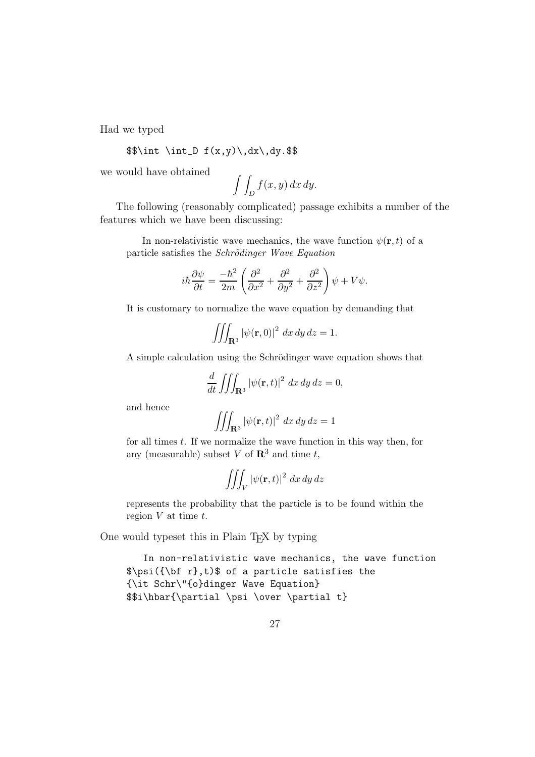Had we typed

```
$$\int \int_D f(x,y)\,dx\,dy.$$
```

we would have obtained

$$\int \int_D f(x,y)\,dx\,dy.$$

The following (reasonably complicated) passage exhibits a number of the features which we have been discussing:

> In non-relativistic wave mechanics, the wave function $\psi(\mathbf{r},t)$ of a particle satisfies the *Schrödinger Wave Equation*
>
> $$i\hbar\frac{\partial \psi}{\partial t} = \frac{-\hbar^2}{2m}\left(\frac{\partial^2}{\partial x^2} + \frac{\partial^2}{\partial y^2} + \frac{\partial^2}{\partial z^2}\right)\psi + V\psi.$$
>
> It is customary to normalize the wave equation by demanding that
>
> $$\iiint_{\mathbf{R}^3} \left|\psi(\mathbf{r},0)\right|^2 \,dx\,dy\,dz = 1.$$
>
> A simple calculation using the Schrödinger wave equation shows that
>
> $$\frac{d}{dt}\iiint_{\mathbf{R}^3} \left|\psi(\mathbf{r},t)\right|^2 \,dx\,dy\,dz = 0,$$
>
> and hence
>
> $$\iiint_{\mathbf{R}^3} \left|\psi(\mathbf{r},t)\right|^2 \,dx\,dy\,dz = 1$$
>
> for all times $t$. If we normalize the wave function in this way then, for any (measurable) subset $V$ of $\mathbf{R}^3$ and time $t$,
>
> $$\iiint_V \left|\psi(\mathbf{r},t)\right|^2 \,dx\,dy\,dz$$
>
> represents the probability that the particle is to be found within the region $V$ at time $t$.

One would typeset this in Plain TEX by typing

```
   In non-relativistic wave mechanics, the wave function
$\psi({\bf r},t)$ of a particle satisfies the
{\it Schr\"{o}dinger Wave Equation}
$$i\hbar{\partial \psi \over \partial t}
```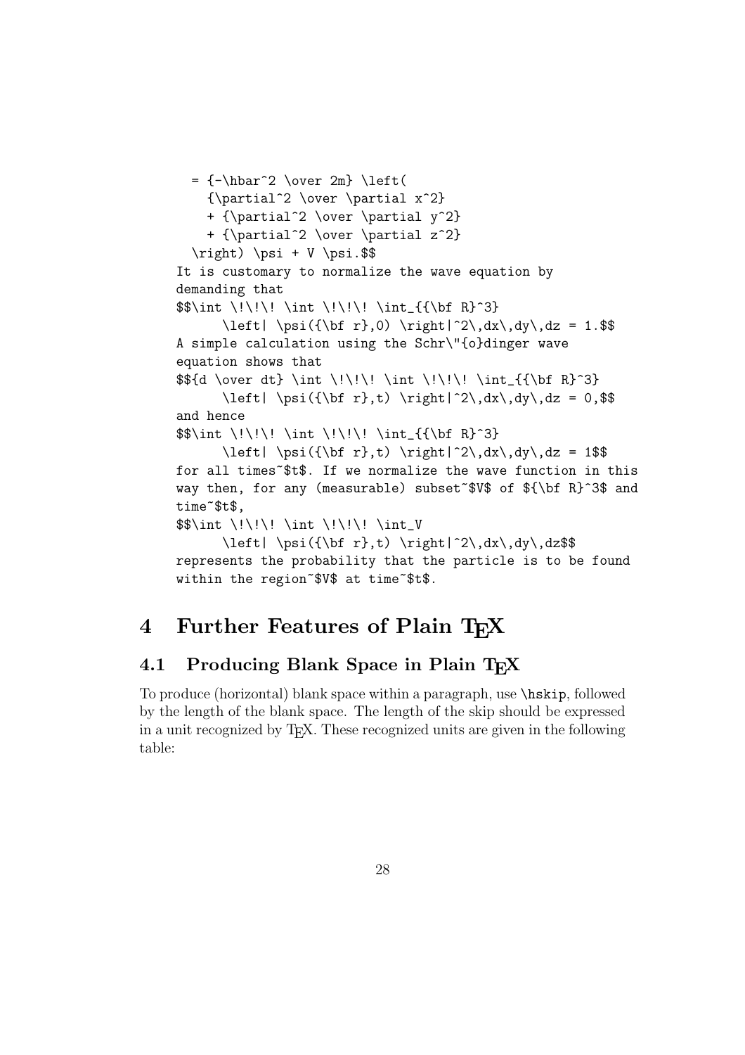```
  = {-\hbar^2 \over 2m} \left(
    {\partial^2 \over \partial x^2}
    + {\partial^2 \over \partial y^2}
    + {\partial^2 \over \partial z^2}
  \right) \psi + V \psi.$$
It is customary to normalize the wave equation by
demanding that
$$\int \!\!\! \int \!\!\! \int_{{\bf R}^3}
      \left| \psi({\bf r},0) \right|^2\,dx\,dy\,dz = 1.$$
A simple calculation using the Schr\"{o}dinger wave
equation shows that
$${d \over dt} \int \!\!\! \int \!\!\! \int_{{\bf R}^3}
      \left| \psi({\bf r},t) \right|^2\,dx\,dy\,dz = 0,$$
and hence
$$\int \!\!\! \int \!\!\! \int_{{\bf R}^3}
      \left| \psi({\bf r},t) \right|^2\,dx\,dy\,dz = 1$$
for all times~$t$. If we normalize the wave function in this
way then, for any (measurable) subset~$V$ of ${\bf R}^3$ and
time~$t$,
$$\int \!\!\! \int \!\!\! \int_V
      \left| \psi({\bf r},t) \right|^2\,dx\,dy\,dz$$
represents the probability that the particle is to be found
within the region~$V$ at time~$t$.
```

# 4 Further Features of Plain TEX

## 4.1 Producing Blank Space in Plain TEX

To produce (horizontal) blank space within a paragraph, use `\hskip`, followed by the length of the blank space. The length of the skip should be expressed in a unit recognized by TEX. These recognized units are given in the following table: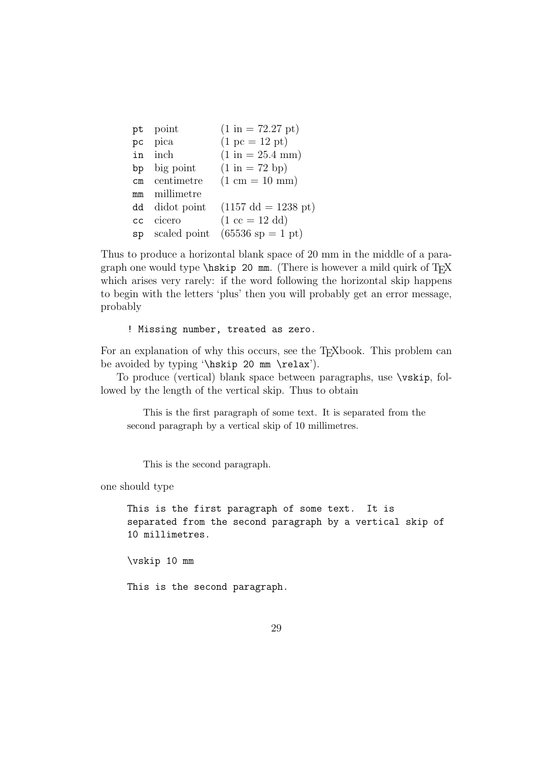| | | |
|---|---|---|
| `pt` | point | (1 in = 72.27 pt) |
| `pc` | pica | (1 pc = 12 pt) |
| `in` | inch | (1 in = 25.4 mm) |
| `bp` | big point | (1 in = 72 bp) |
| `cm` | centimetre | (1 cm = 10 mm) |
| `mm` | millimetre | |
| `dd` | didot point | (1157 dd = 1238 pt) |
| `cc` | cicero | (1 cc = 12 dd) |
| `sp` | scaled point | (65536 sp = 1 pt) |

Thus to produce a horizontal blank space of 20 mm in the middle of a paragraph one would type `\hskip 20 mm`. (There is however a mild quirk of TeX which arises very rarely: if the word following the horizontal skip happens to begin with the letters 'plus' then you will probably get an error message, probably

```
! Missing number, treated as zero.
```

For an explanation of why this occurs, see the TeXbook. This problem can be avoided by typing '`\hskip 20 mm \relax`').

To produce (vertical) blank space between paragraphs, use `\vskip`, followed by the length of the vertical skip. Thus to obtain

> This is the first paragraph of some text. It is separated from the second paragraph by a vertical skip of 10 millimetres.
>
>
> This is the second paragraph.

one should type

```
This is the first paragraph of some text.  It is
separated from the second paragraph by a vertical skip of
10 millimetres.

\vskip 10 mm

This is the second paragraph.
```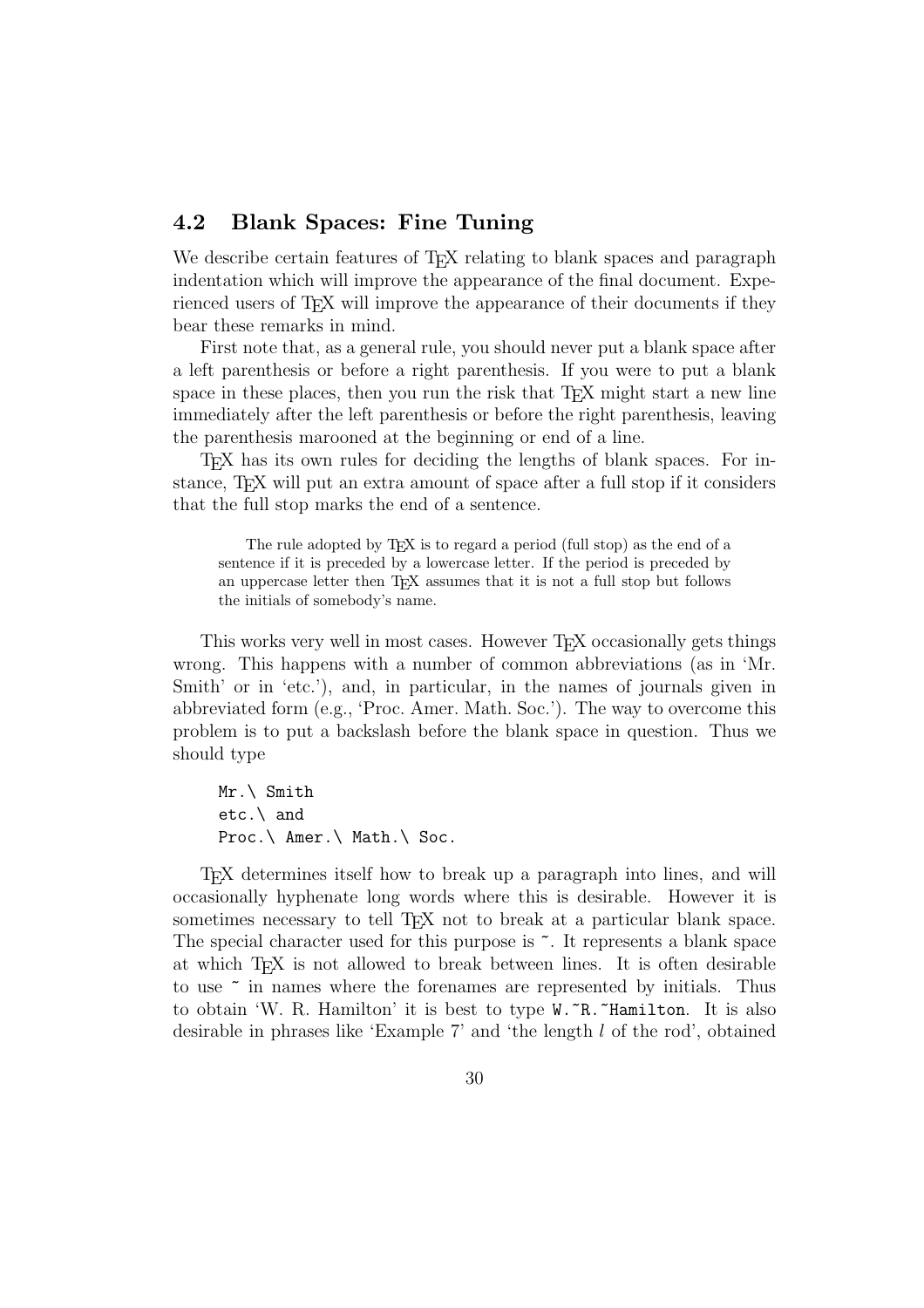## 4.2 Blank Spaces: Fine Tuning

We describe certain features of TEX relating to blank spaces and paragraph indentation which will improve the appearance of the final document. Experienced users of TEX will improve the appearance of their documents if they bear these remarks in mind.

First note that, as a general rule, you should never put a blank space after a left parenthesis or before a right parenthesis. If you were to put a blank space in these places, then you run the risk that TEX might start a new line immediately after the left parenthesis or before the right parenthesis, leaving the parenthesis marooned at the beginning or end of a line.

TEX has its own rules for deciding the lengths of blank spaces. For instance, TEX will put an extra amount of space after a full stop if it considers that the full stop marks the end of a sentence.

> The rule adopted by TEX is to regard a period (full stop) as the end of a sentence if it is preceded by a lowercase letter. If the period is preceded by an uppercase letter then TEX assumes that it is not a full stop but follows the initials of somebody's name.

This works very well in most cases. However TEX occasionally gets things wrong. This happens with a number of common abbreviations (as in 'Mr. Smith' or in 'etc.'), and, in particular, in the names of journals given in abbreviated form (e.g., 'Proc. Amer. Math. Soc.'). The way to overcome this problem is to put a backslash before the blank space in question. Thus we should type

```
Mr.\ Smith
etc.\ and
Proc.\ Amer.\ Math.\ Soc.
```

TEX determines itself how to break up a paragraph into lines, and will occasionally hyphenate long words where this is desirable. However it is sometimes necessary to tell TEX not to break at a particular blank space. The special character used for this purpose is `~`. It represents a blank space at which TEX is not allowed to break between lines. It is often desirable to use `~` in names where the forenames are represented by initials. Thus to obtain 'W. R. Hamilton' it is best to type `W.~R.~Hamilton`. It is also desirable in phrases like 'Example 7' and 'the length $l$ of the rod', obtained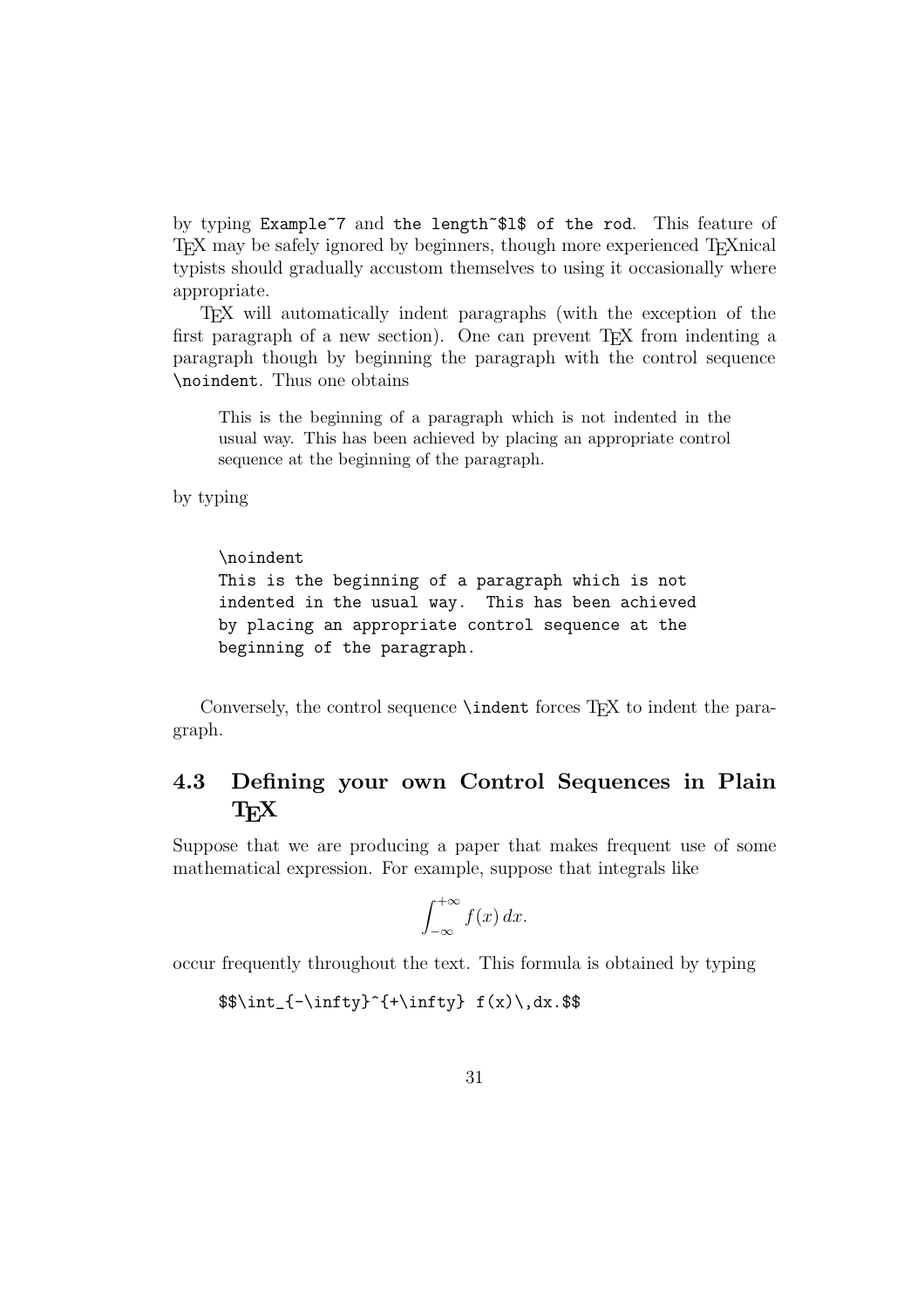by typing `Example~7` and `the length~$l$ of the rod`. This feature of TeX may be safely ignored by beginners, though more experienced TeXnical typists should gradually accustom themselves to using it occasionally where appropriate.

TeX will automatically indent paragraphs (with the exception of the first paragraph of a new section). One can prevent TeX from indenting a paragraph though by beginning the paragraph with the control sequence `\noindent`. Thus one obtains

> This is the beginning of a paragraph which is not indented in the usual way. This has been achieved by placing an appropriate control sequence at the beginning of the paragraph.

by typing

```
\noindent
This is the beginning of a paragraph which is not
indented in the usual way.  This has been achieved
by placing an appropriate control sequence at the
beginning of the paragraph.
```

Conversely, the control sequence `\indent` forces TeX to indent the paragraph.

## 4.3 Defining your own Control Sequences in Plain TeX

Suppose that we are producing a paper that makes frequent use of some mathematical expression. For example, suppose that integrals like

$$\int_{-\infty}^{+\infty} f(x)\,dx.$$

occur frequently throughout the text. This formula is obtained by typing

```
$$\int_{-\infty}^{+\infty} f(x)\,dx.$$
```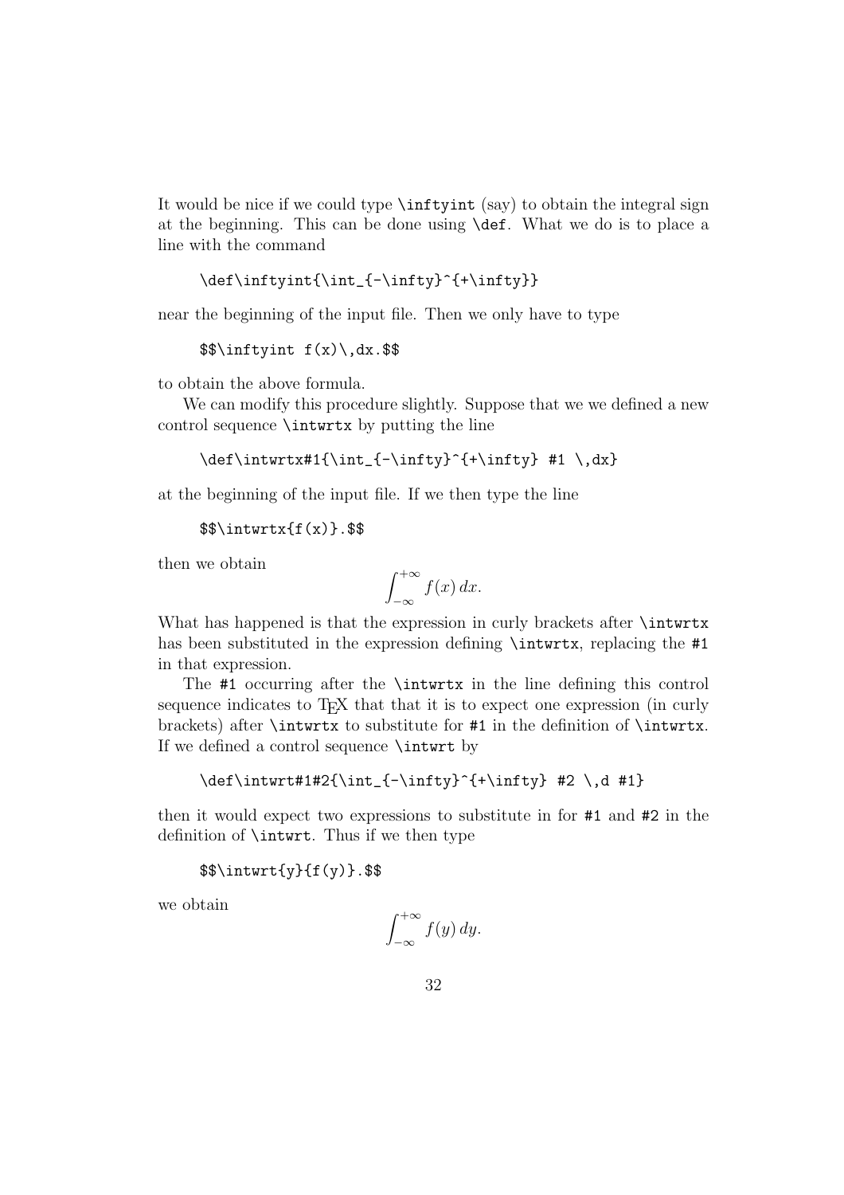It would be nice if we could type `\inftyint` (say) to obtain the integral sign at the beginning. This can be done using `\def`. What we do is to place a line with the command

```
\def\inftyint{\int_{-\infty}^{+\infty}}
```

near the beginning of the input file. Then we only have to type

```
$$\inftyint f(x)\,dx.$$
```

to obtain the above formula.

We can modify this procedure slightly. Suppose that we we defined a new control sequence `\intwrtx` by putting the line

```
\def\intwrtx#1{\int_{-\infty}^{+\infty} #1 \,dx}
```

at the beginning of the input file. If we then type the line

```
$$\intwrtx{f(x)}.$$
```

then we obtain

$$\int_{-\infty}^{+\infty} f(x)\,dx.$$

What has happened is that the expression in curly brackets after `\intwrtx` has been substituted in the expression defining `\intwrtx`, replacing the `#1` in that expression.

The `#1` occurring after the `\intwrtx` in the line defining this control sequence indicates to TEX that that it is to expect one expression (in curly brackets) after `\intwrtx` to substitute for `#1` in the definition of `\intwrtx`. If we defined a control sequence `\intwrt` by

```
\def\intwrt#1#2{\int_{-\infty}^{+\infty} #2 \,d #1}
```

then it would expect two expressions to substitute in for `#1` and `#2` in the definition of `\intwrt`. Thus if we then type

```
$$\intwrt{y}{f(y)}.$$
```

we obtain

$$\int_{-\infty}^{+\infty} f(y)\,dy.$$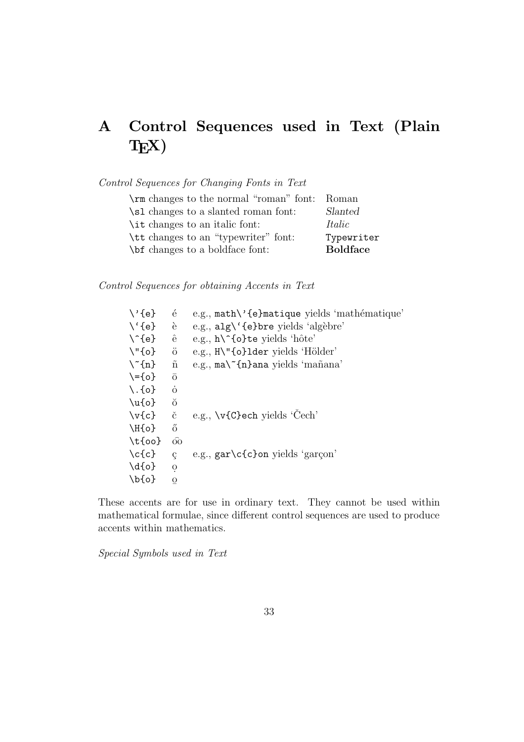# A Control Sequences used in Text (Plain TEX)

*Control Sequences for Changing Fonts in Text*

| | |
|---|---|
| `\rm` changes to the normal "roman" font: | Roman |
| `\sl` changes to a slanted roman font: | *Slanted* |
| `\it` changes to an italic font: | *Italic* |
| `\tt` changes to an "typewriter" font: | `Typewriter` |
| `\bf` changes to a boldface font: | **Boldface** |

*Control Sequences for obtaining Accents in Text*

| | | |
|---|---|---|
| `\'{e}` | é | e.g., `math\'{e}matique` yields 'mathématique' |
| ``\`{e}`` | è | e.g., ``alg\`{e}bre`` yields 'algèbre' |
| `\^{e}` | ê | e.g., `h\^{o}te` yields 'hôte' |
| `\"{o}` | ö | e.g., `H\"{o}lder` yields 'Hölder' |
| `\~{n}` | ñ | e.g., `ma\~{n}ana` yields 'mañana' |
| `\={o}` | ō | |
| `\.{o}` | ȯ | |
| `\u{o}` | ŏ | |
| `\v{c}` | č | e.g., `\v{C}ech` yields 'Čech' |
| `\H{o}` | ő | |
| `\t{oo}` | o͡o | |
| `\c{c}` | ç | e.g., `gar\c{c}on` yields 'garçon' |
| `\d{o}` | ọ | |
| `\b{o}` | o̲ | |

These accents are for use in ordinary text. They cannot be used within mathematical formulae, since different control sequences are used to produce accents within mathematics.

*Special Symbols used in Text*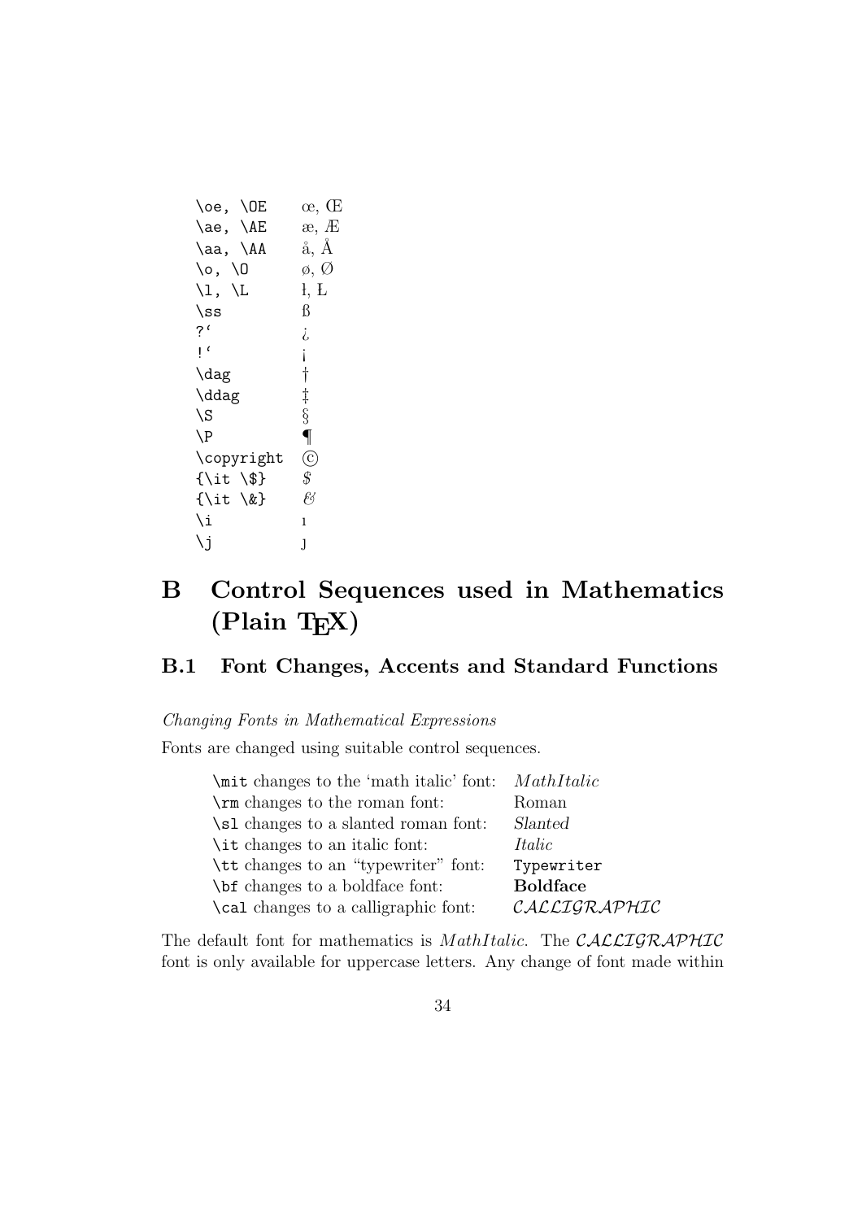| | |
|---|---|
| `\oe, \OE` | œ, Œ |
| `\ae, \AE` | æ, Æ |
| `\aa, \AA` | å, Å |
| `\o, \O` | ø, Ø |
| `\l, \L` | ł, Ł |
| `\ss` | ß |
| `?‘` | ¿ |
| `!‘` | ¡ |
| `\dag` | † |
| `\ddag` | ‡ |
| `\S` | § |
| `\P` | ¶ |
| `\copyright` | © |
| `{\it \$}` | *$* |
| `{\it \&}` | *&* |
| `\i` | ı |
| `\j` | ȷ |

# B Control Sequences used in Mathematics (Plain TEX)

## B.1 Font Changes, Accents and Standard Functions

*Changing Fonts in Mathematical Expressions*

Fonts are changed using suitable control sequences.

| | |
|---|---|
| `\mit` changes to the ‘math italic’ font: | $MathItalic$ |
| `\rm` changes to the roman font: | Roman |
| `\sl` changes to a slanted roman font: | *Slanted* |
| `\it` changes to an italic font: | *Italic* |
| `\tt` changes to an “typewriter” font: | `Typewriter` |
| `\bf` changes to a boldface font: | **Boldface** |
| `\cal` changes to a calligraphic font: | $\mathcal{CALLIGRAPHIC}$ |

The default font for mathematics is $MathItalic$. The $\mathcal{CALLIGRAPHIC}$ font is only available for uppercase letters. Any change of font made within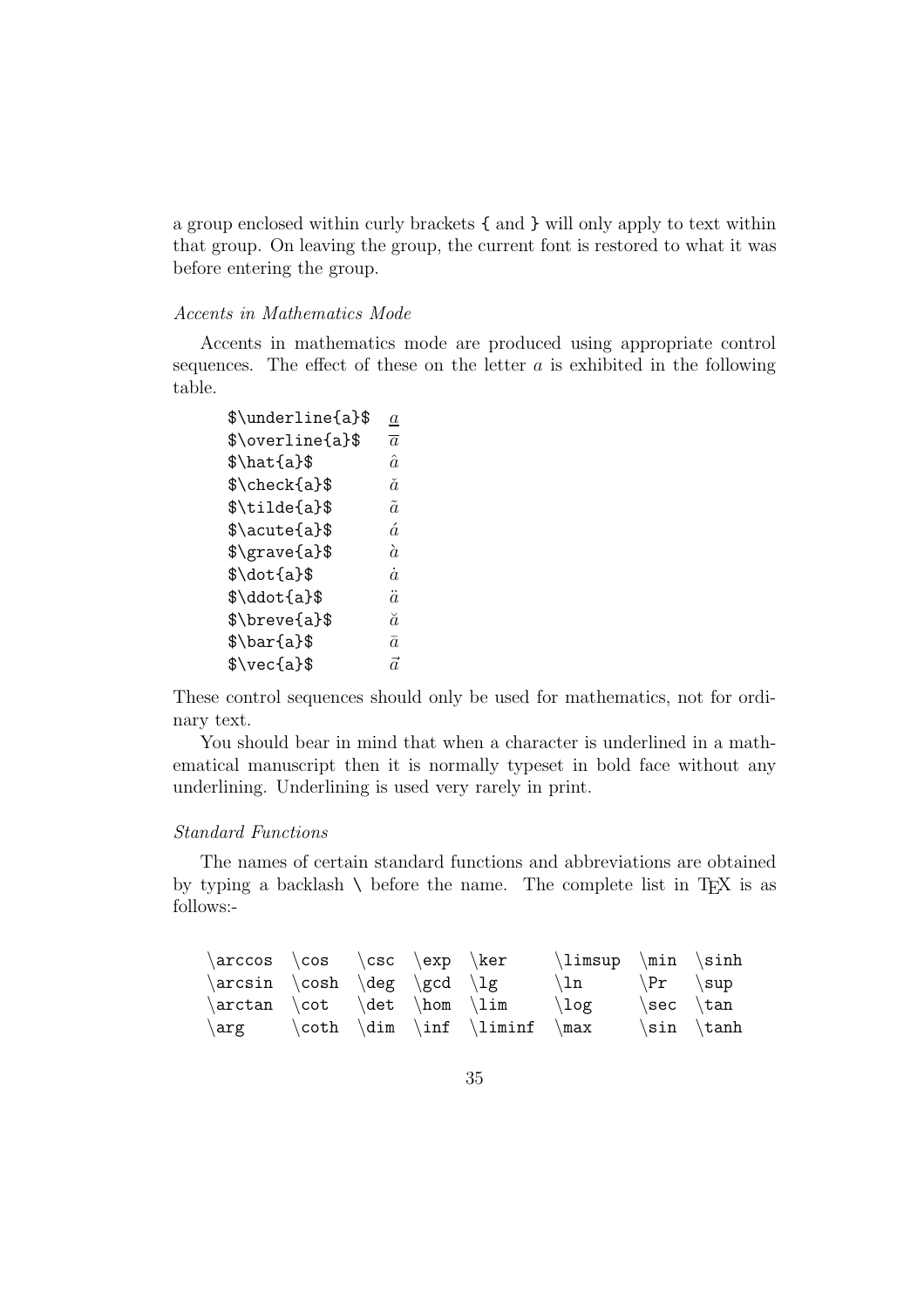a group enclosed within curly brackets { and } will only apply to text within that group. On leaving the group, the current font is restored to what it was before entering the group.

*Accents in Mathematics Mode*

Accents in mathematics mode are produced using appropriate control sequences. The effect of these on the letter $a$ is exhibited in the following table.

| | |
|---|---|
| `$\underline{a}$` | $\underline{a}$ |
| `$\overline{a}$` | $\overline{a}$ |
| `$\hat{a}$` | $\hat{a}$ |
| `$\check{a}$` | $\check{a}$ |
| `$\tilde{a}$` | $\tilde{a}$ |
| `$\acute{a}$` | $\acute{a}$ |
| `$\grave{a}$` | $\grave{a}$ |
| `$\dot{a}$` | $\dot{a}$ |
| `$\ddot{a}$` | $\ddot{a}$ |
| `$\breve{a}$` | $\breve{a}$ |
| `$\bar{a}$` | $\bar{a}$ |
| `$\vec{a}$` | $\vec{a}$ |

These control sequences should only be used for mathematics, not for ordinary text.

You should bear in mind that when a character is underlined in a mathematical manuscript then it is normally typeset in bold face without any underlining. Underlining is used very rarely in print.

*Standard Functions*

The names of certain standard functions and abbreviations are obtained by typing a backlash \ before the name. The complete list in TEX is as follows:-

```
\arccos  \cos   \csc  \exp  \ker     \limsup  \min  \sinh
\arcsin  \cosh  \deg  \gcd  \lg      \ln      \Pr   \sup
\arctan  \cot   \det  \hom  \lim     \log     \sec  \tan
\arg     \coth  \dim  \inf  \liminf  \max     \sin  \tanh
```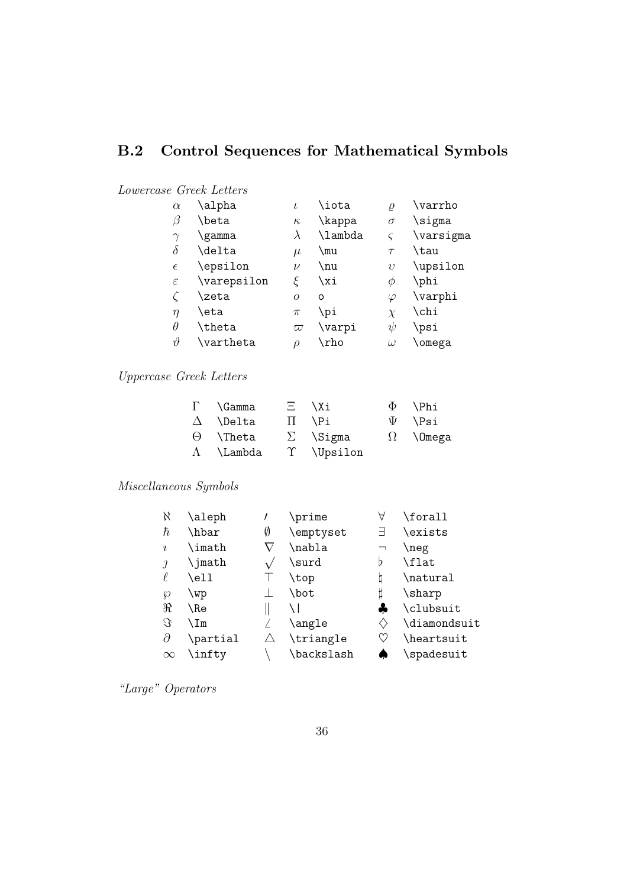## B.2 Control Sequences for Mathematical Symbols

*Lowercase Greek Letters*

| | | | | | |
|---|---|---|---|---|---|
| $\alpha$ | `\alpha` | $\iota$ | `\iota` | $\varrho$ | `\varrho` |
| $\beta$ | `\beta` | $\kappa$ | `\kappa` | $\sigma$ | `\sigma` |
| $\gamma$ | `\gamma` | $\lambda$ | `\lambda` | $\varsigma$ | `\varsigma` |
| $\delta$ | `\delta` | $\mu$ | `\mu` | $\tau$ | `\tau` |
| $\epsilon$ | `\epsilon` | $\nu$ | `\nu` | $\upsilon$ | `\upsilon` |
| $\varepsilon$ | `\varepsilon` | $\xi$ | `\xi` | $\phi$ | `\phi` |
| $\zeta$ | `\zeta` | $o$ | `o` | $\varphi$ | `\varphi` |
| $\eta$ | `\eta` | $\pi$ | `\pi` | $\chi$ | `\chi` |
| $\theta$ | `\theta` | $\varpi$ | `\varpi` | $\psi$ | `\psi` |
| $\vartheta$ | `\vartheta` | $\rho$ | `\rho` | $\omega$ | `\omega` |

*Uppercase Greek Letters*

| | | | | | |
|---|---|---|---|---|---|
| $\Gamma$ | `\Gamma` | $\Xi$ | `\Xi` | $\Phi$ | `\Phi` |
| $\Delta$ | `\Delta` | $\Pi$ | `\Pi` | $\Psi$ | `\Psi` |
| $\Theta$ | `\Theta` | $\Sigma$ | `\Sigma` | $\Omega$ | `\Omega` |
| $\Lambda$ | `\Lambda` | $\Upsilon$ | `\Upsilon` | | |

*Miscellaneous Symbols*

| | | | | | |
|---|---|---|---|---|---|
| $\aleph$ | `\aleph` | $\prime$ | `\prime` | $\forall$ | `\forall` |
| $\hbar$ | `\hbar` | $\emptyset$ | `\emptyset` | $\exists$ | `\exists` |
| $\imath$ | `\imath` | $\nabla$ | `\nabla` | $\neg$ | `\neg` |
| $\jmath$ | `\jmath` | $\surd$ | `\surd` | $\flat$ | `\flat` |
| $\ell$ | `\ell` | $\top$ | `\top` | $\natural$ | `\natural` |
| $\wp$ | `\wp` | $\bot$ | `\bot` | $\sharp$ | `\sharp` |
| $\Re$ | `\Re` | $\|$ | `\|` | $\clubsuit$ | `\clubsuit` |
| $\Im$ | `\Im` | $\angle$ | `\angle` | $\diamondsuit$ | `\diamondsuit` |
| $\partial$ | `\partial` | $\triangle$ | `\triangle` | $\heartsuit$ | `\heartsuit` |
| $\infty$ | `\infty` | $\backslash$ | `\backslash` | $\spadesuit$ | `\spadesuit` |

*"Large" Operators*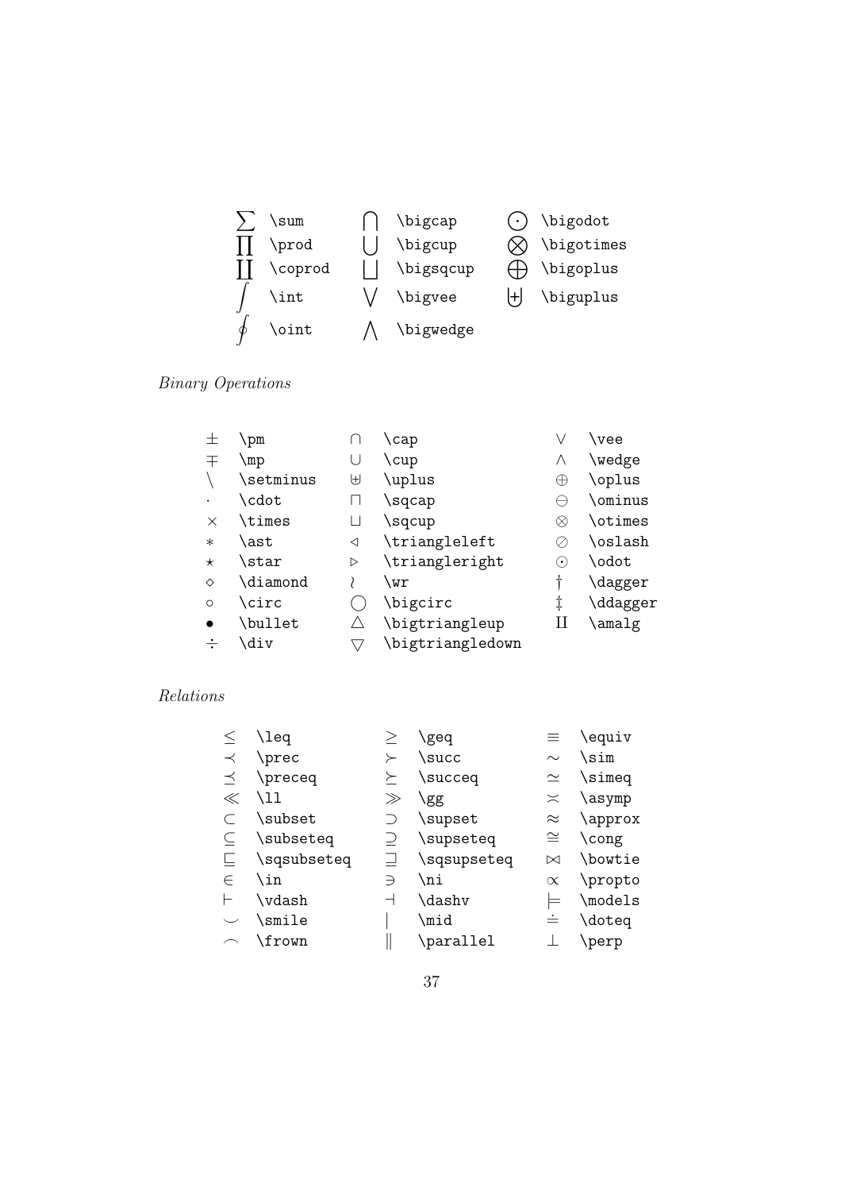| | | | | | |
|---|---|---|---|---|---|
| $\sum$ | `\sum` | $\bigcap$ | `\bigcap` | $\bigodot$ | `\bigodot` |
| $\prod$ | `\prod` | $\bigcup$ | `\bigcup` | $\bigotimes$ | `\bigotimes` |
| $\coprod$ | `\coprod` | $\bigsqcup$ | `\bigsqcup` | $\bigoplus$ | `\bigoplus` |
| $\int$ | `\int` | $\bigvee$ | `\bigvee` | $\biguplus$ | `\biguplus` |
| $\oint$ | `\oint` | $\bigwedge$ | `\bigwedge` | | |

*Binary Operations*

| | | | | | |
|---|---|---|---|---|---|
| $\pm$ | `\pm` | $\cap$ | `\cap` | $\vee$ | `\vee` |
| $\mp$ | `\mp` | $\cup$ | `\cup` | $\wedge$ | `\wedge` |
| $\setminus$ | `\setminus` | $\uplus$ | `\uplus` | $\oplus$ | `\oplus` |
| $\cdot$ | `\cdot` | $\sqcap$ | `\sqcap` | $\ominus$ | `\ominus` |
| $\times$ | `\times` | $\sqcup$ | `\sqcup` | $\otimes$ | `\otimes` |
| $\ast$ | `\ast` | $\triangleleft$ | `\triangleleft` | $\oslash$ | `\oslash` |
| $\star$ | `\star` | $\triangleright$ | `\triangleright` | $\odot$ | `\odot` |
| $\diamond$ | `\diamond` | $\wr$ | `\wr` | $\dagger$ | `\dagger` |
| $\circ$ | `\circ` | $\bigcirc$ | `\bigcirc` | $\ddagger$ | `\ddagger` |
| $\bullet$ | `\bullet` | $\bigtriangleup$ | `\bigtriangleup` | $\amalg$ | `\amalg` |
| $\div$ | `\div` | $\bigtriangledown$ | `\bigtriangledown` | | |

*Relations*

| | | | | | |
|---|---|---|---|---|---|
| $\leq$ | `\leq` | $\geq$ | `\geq` | $\equiv$ | `\equiv` |
| $\prec$ | `\prec` | $\succ$ | `\succ` | $\sim$ | `\sim` |
| $\preceq$ | `\preceq` | $\succeq$ | `\succeq` | $\simeq$ | `\simeq` |
| $\ll$ | `\ll` | $\gg$ | `\gg` | $\asymp$ | `\asymp` |
| $\subset$ | `\subset` | $\supset$ | `\supset` | $\approx$ | `\approx` |
| $\subseteq$ | `\subseteq` | $\supseteq$ | `\supseteq` | $\cong$ | `\cong` |
| $\sqsubseteq$ | `\sqsubseteq` | $\sqsupseteq$ | `\sqsupseteq` | $\bowtie$ | `\bowtie` |
| $\in$ | `\in` | $\ni$ | `\ni` | $\propto$ | `\propto` |
| $\vdash$ | `\vdash` | $\dashv$ | `\dashv` | $\models$ | `\models` |
| $\smile$ | `\smile` | $\mid$ | `\mid` | $\doteq$ | `\doteq` |
| $\frown$ | `\frown` | $\parallel$ | `\parallel` | $\perp$ | `\perp` |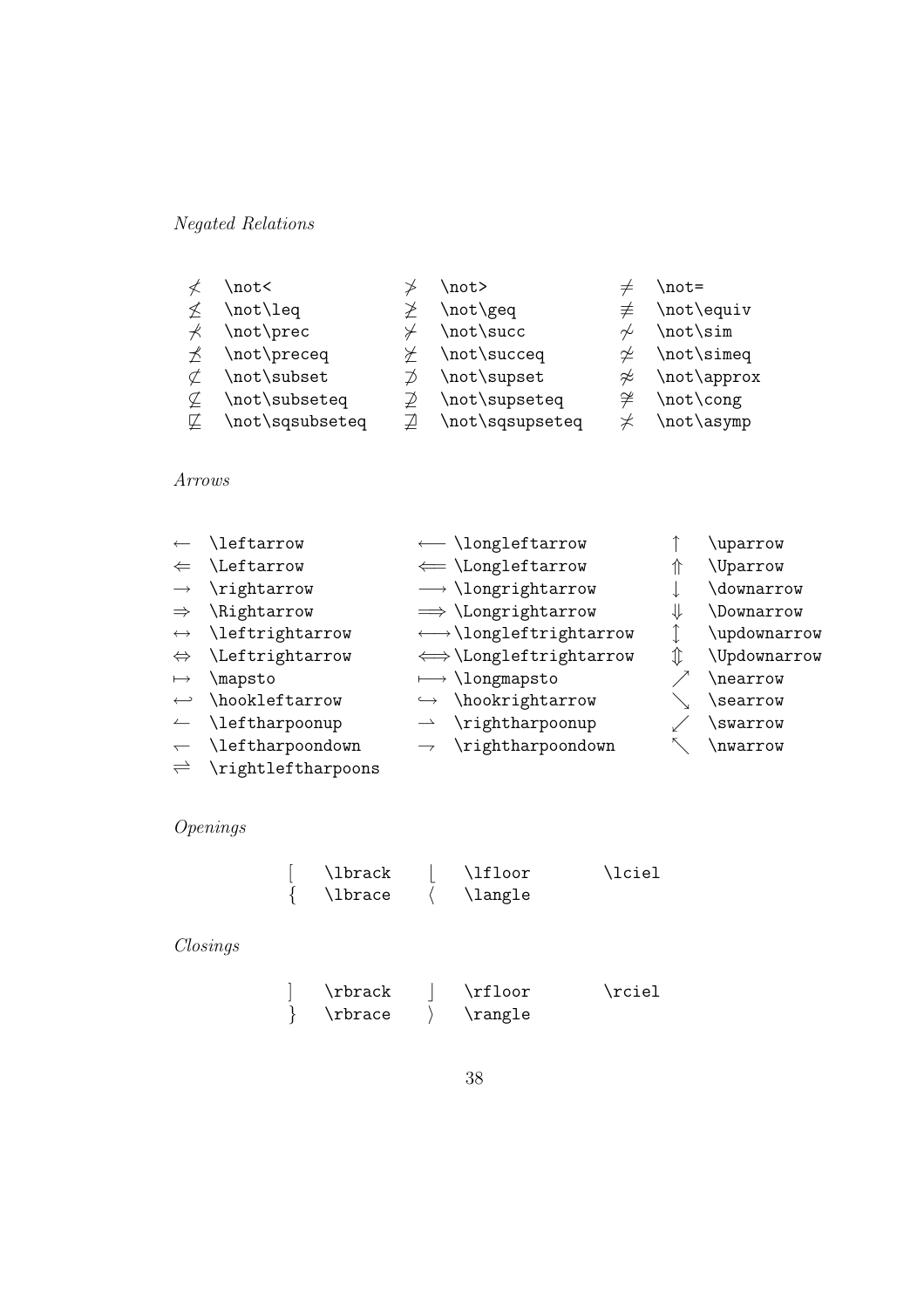*Negated Relations*

| | | | | | |
|---|---|---|---|---|---|
| $\not<$ | \not< | $\not>$ | \not> | $\not=$ | \not= |
| $\not\leq$ | \not\leq | $\not\geq$ | \not\geq | $\not\equiv$ | \not\equiv |
| $\not\prec$ | \not\prec | $\not\succ$ | \not\succ | $\not\sim$ | \not\sim |
| $\not\preceq$ | \not\preceq | $\not\succeq$ | \not\succeq | $\not\simeq$ | \not\simeq |
| $\not\subset$ | \not\subset | $\not\supset$ | \not\supset | $\not\approx$ | \not\approx |
| $\not\subseteq$ | \not\subseteq | $\not\supseteq$ | \not\supseteq | $\not\cong$ | \not\cong |
| $\not\sqsubseteq$ | \not\sqsubseteq | $\not\sqsupseteq$ | \not\sqsupseteq | $\not\asymp$ | \not\asymp |

*Arrows*

| | | | | | |
|---|---|---|---|---|---|
| $\leftarrow$ | \leftarrow | $\longleftarrow$ | \longleftarrow | $\uparrow$ | \uparrow |
| $\Leftarrow$ | \Leftarrow | $\Longleftarrow$ | \Longleftarrow | $\Uparrow$ | \Uparrow |
| $\rightarrow$ | \rightarrow | $\longrightarrow$ | \longrightarrow | $\downarrow$ | \downarrow |
| $\Rightarrow$ | \Rightarrow | $\Longrightarrow$ | \Longrightarrow | $\Downarrow$ | \Downarrow |
| $\leftrightarrow$ | \leftrightarrow | $\longleftrightarrow$ | \longleftrightarrow | $\updownarrow$ | \updownarrow |
| $\Leftrightarrow$ | \Leftrightarrow | $\Longleftrightarrow$ | \Longleftrightarrow | $\Updownarrow$ | \Updownarrow |
| $\mapsto$ | \mapsto | $\longmapsto$ | \longmapsto | $\nearrow$ | \nearrow |
| $\hookleftarrow$ | \hookleftarrow | $\hookrightarrow$ | \hookrightarrow | $\searrow$ | \searrow |
| $\leftharpoonup$ | \leftharpoonup | $\rightharpoonup$ | \rightharpoonup | $\swarrow$ | \swarrow |
| $\leftharpoondown$ | \leftharpoondown | $\rightharpoondown$ | \rightharpoondown | $\nwarrow$ | \nwarrow |
| $\rightleftharpoons$ | \rightleftharpoons | | | | |

*Openings*

| | | | | |
|---|---|---|---|---|
| $[$ | \lbrack | $\lfloor$ | \lfloor | \lciel |
| $\{$ | \lbrace | $\langle$ | \langle | |

*Closings*

| | | | | |
|---|---|---|---|---|
| $]$ | \rbrack | $\rfloor$ | \rfloor | \rciel |
| $\}$ | \rbrace | $\rangle$ | \rangle | |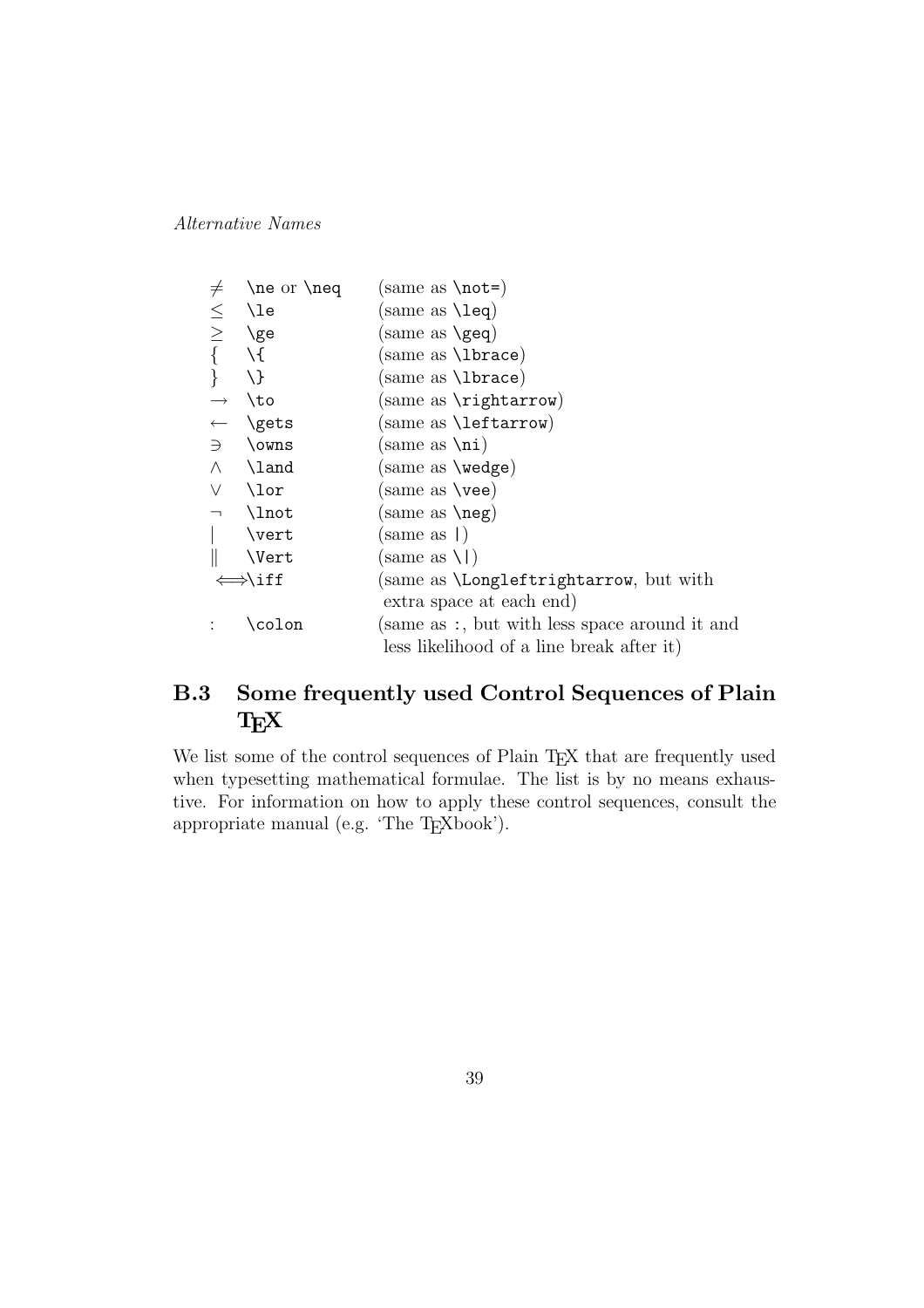*Alternative Names*

| | | |
|---|---|---|
| $\neq$ | `\ne` or `\neq` | (same as `\not=`) |
| $\leq$ | `\le` | (same as `\leq`) |
| $\geq$ | `\ge` | (same as `\geq`) |
| $\{$ | `\{` | (same as `\lbrace`) |
| $\}$ | `\}` | (same as `\lbrace`) |
| $\to$ | `\to` | (same as `\rightarrow`) |
| $\gets$ | `\gets` | (same as `\leftarrow`) |
| $\ni$ | `\owns` | (same as `\ni`) |
| $\land$ | `\land` | (same as `\wedge`) |
| $\lor$ | `\lor` | (same as `\vee`) |
| $\lnot$ | `\lnot` | (same as `\neg`) |
| $\vert$ | `\vert` | (same as `\|`) |
| $\Vert$ | `\Vert` | (same as `\\|`) |
| $\iff$ | `\iff` | (same as `\Longleftrightarrow`, but with extra space at each end) |
| $\colon$ | `\colon` | (same as `:`, but with less space around it and less likelihood of a line break after it) |

## B.3 Some frequently used Control Sequences of Plain TEX

We list some of the control sequences of Plain TEX that are frequently used when typesetting mathematical formulae. The list is by no means exhaustive. For information on how to apply these control sequences, consult the appropriate manual (e.g. 'The TEXbook').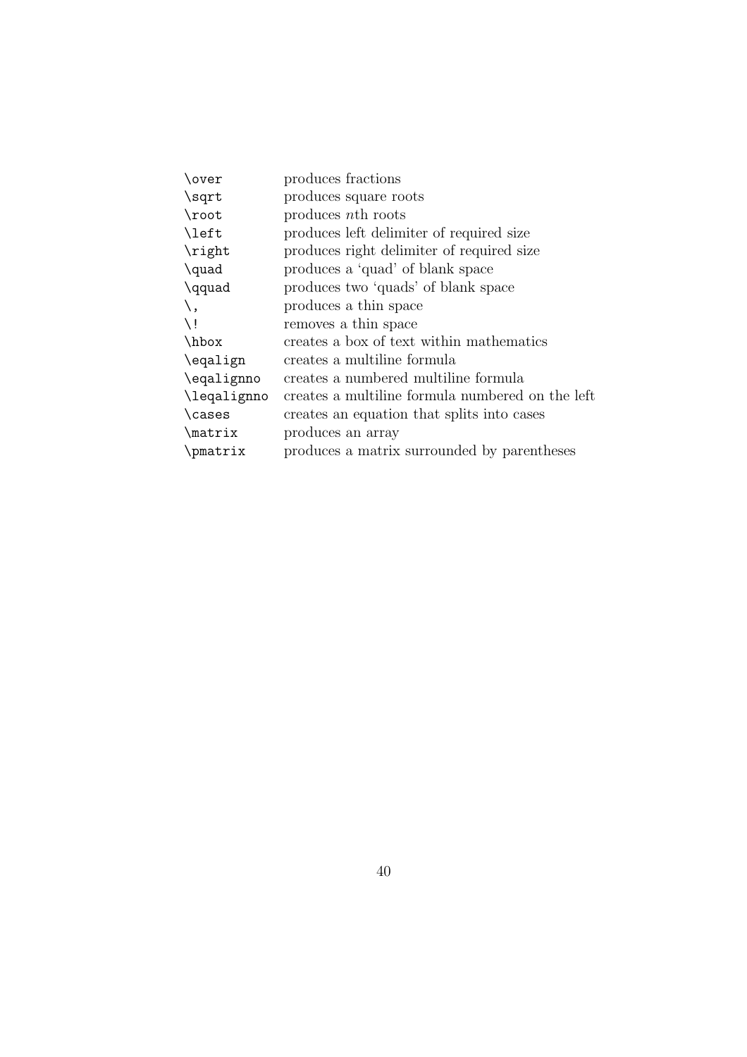| | |
|---|---|
| `\over` | produces fractions |
| `\sqrt` | produces square roots |
| `\root` | produces *n*th roots |
| `\left` | produces left delimiter of required size |
| `\right` | produces right delimiter of required size |
| `\quad` | produces a 'quad' of blank space |
| `\qquad` | produces two 'quads' of blank space |
| `\,` | produces a thin space |
| `\!` | removes a thin space |
| `\hbox` | creates a box of text within mathematics |
| `\eqalign` | creates a multiline formula |
| `\eqalignno` | creates a numbered multiline formula |
| `\leqalignno` | creates a multiline formula numbered on the left |
| `\cases` | creates an equation that splits into cases |
| `\matrix` | produces an array |
| `\pmatrix` | produces a matrix surrounded by parentheses |